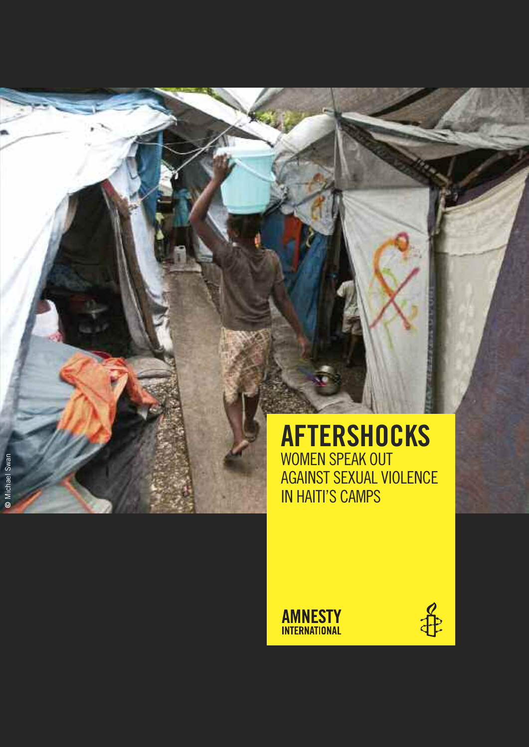# AFTERSHOCKS

WOMEN SPEAK OUT AGAINST SEXUAL VIOLENCE IN HAITI'S CAMPS

© Michael Swan

AMNESTY INTERNATIONAL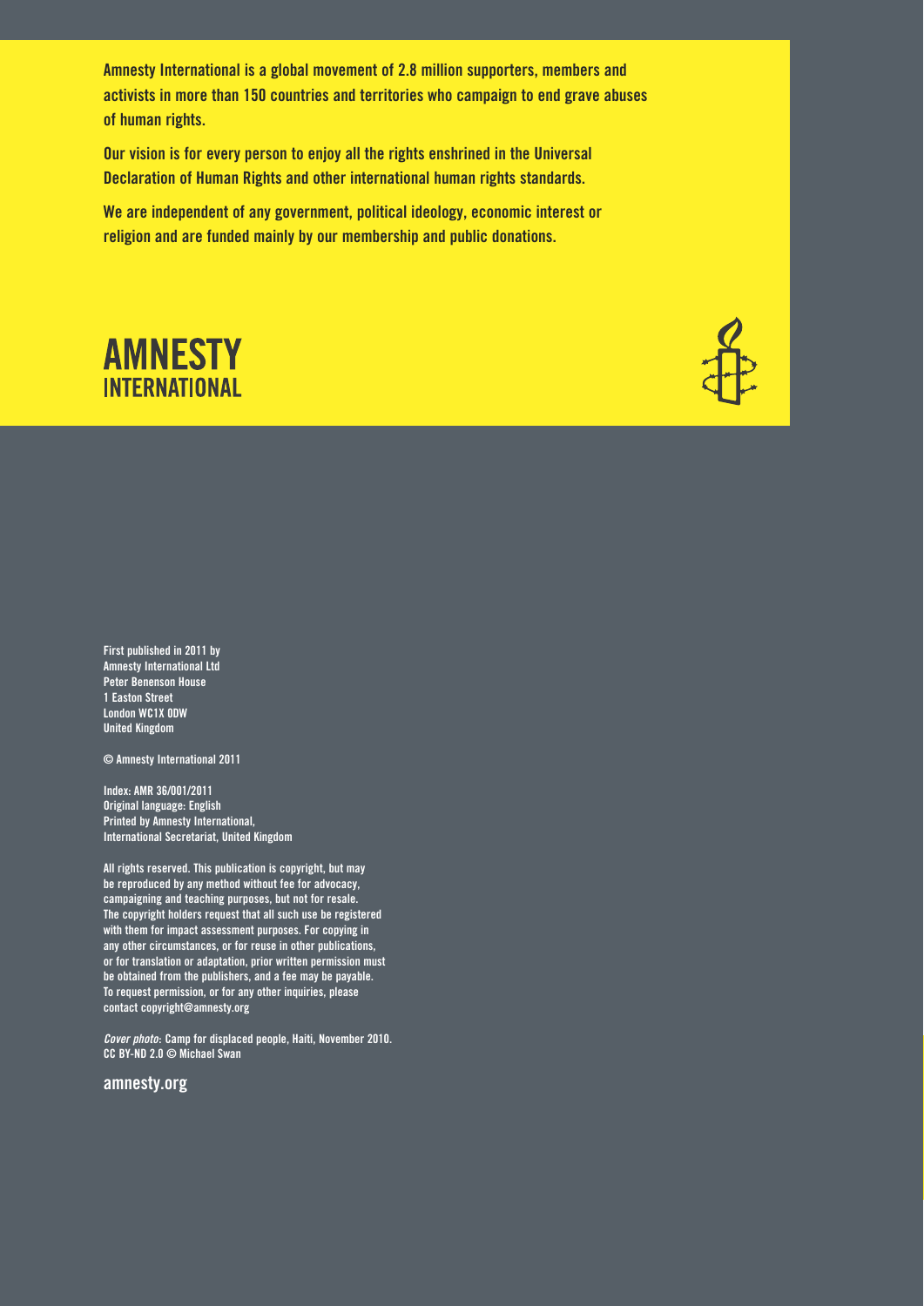**Amnesty International is a global movement of 2.8 million supporters, members and activists in more than 150 countries and territories who campaign to end grave abuses of human rights.**

**Our vision is for every person to enjoy all the rights enshrined in the Universal Declaration of Human Rights and other international human rights standards.**

**We are independent of any government, political ideology, economic interest or religion and are funded mainly by our membership and public donations.**

**AMNESTY INTERNATIONAL**

First published in 2011 by
Amnesty International Ltd
Peter Benenson House
1 Easton Street
London WC1X 0DW
United Kingdom

© Amnesty International 2011

Index: AMR 36/001/2011
Original language: English
Printed by Amnesty International,
International Secretariat, United Kingdom

All rights reserved. This publication is copyright, but may be reproduced by any method without fee for advocacy, campaigning and teaching purposes, but not for resale. The copyright holders request that all such use be registered with them for impact assessment purposes. For copying in any other circumstances, or for reuse in other publications, or for translation or adaptation, prior written permission must be obtained from the publishers, and a fee may be payable. To request permission, or for any other inquiries, please contact copyright@amnesty.org

*Cover photo*: Camp for displaced people, Haiti, November 2010.
CC BY-ND 2.0 © Michael Swan

amnesty.org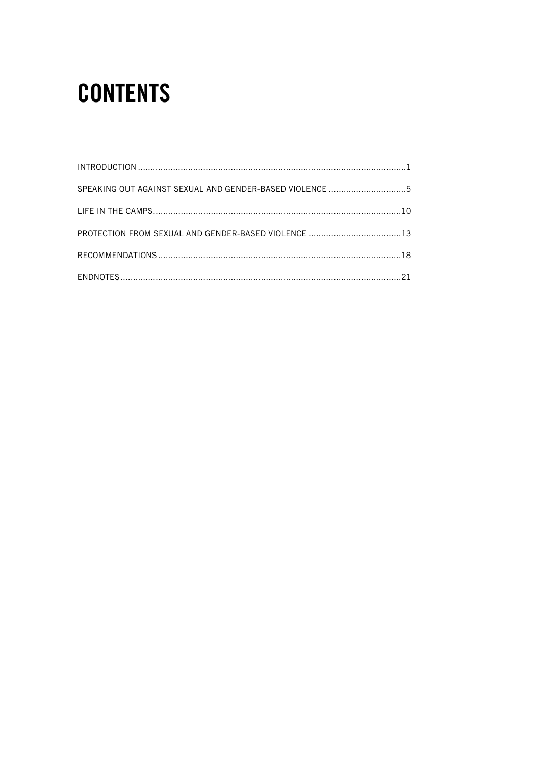# CONTENTS

INTRODUCTION .......................................................................................................... 1

SPEAKING OUT AGAINST SEXUAL AND GENDER-BASED VIOLENCE ............................... 5

LIFE IN THE CAMPS .................................................................................................. 10

PROTECTION FROM SEXUAL AND GENDER-BASED VIOLENCE ..................................... 13

RECOMMENDATIONS ................................................................................................ 18

ENDNOTES ............................................................................................................... 21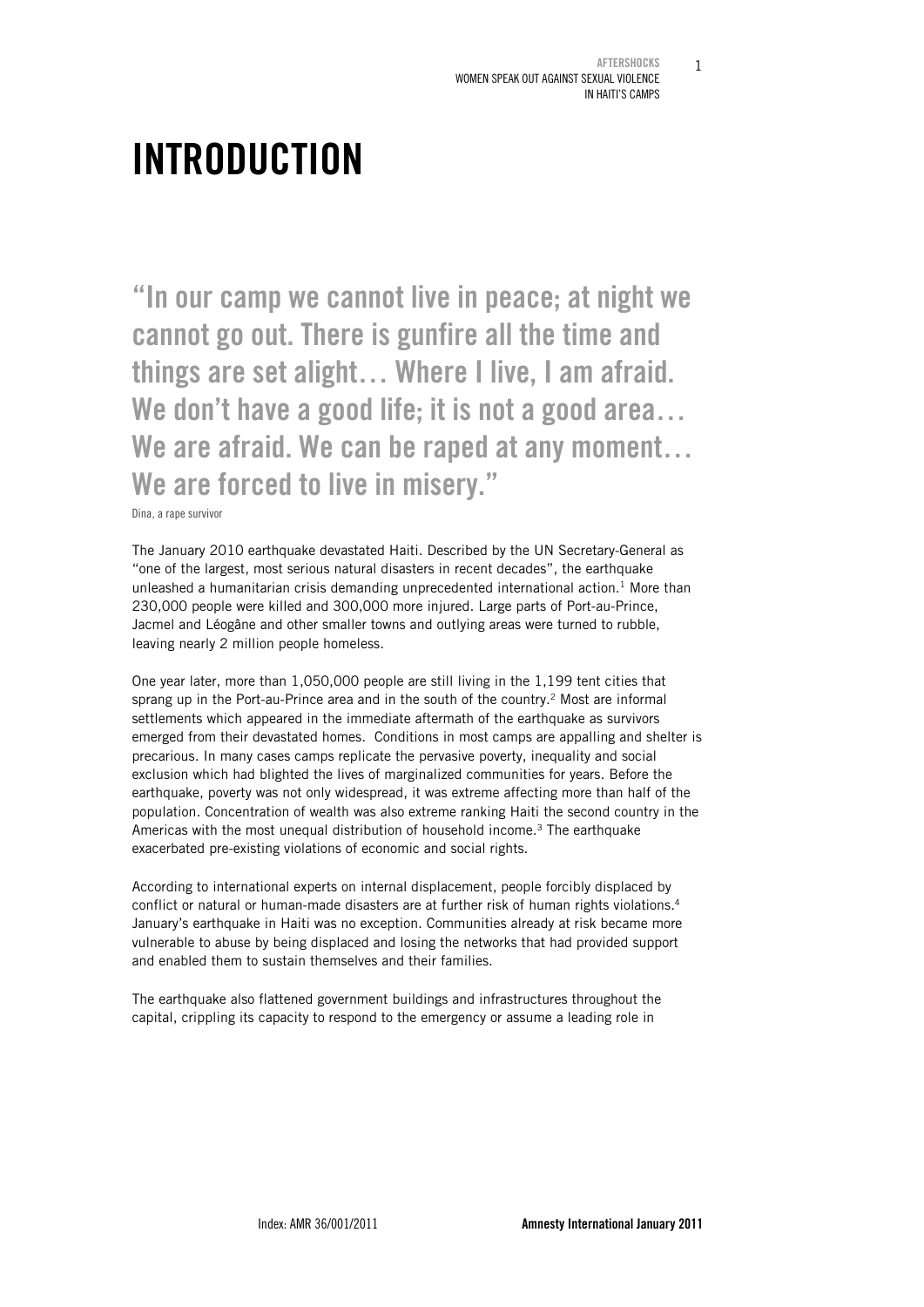# INTRODUCTION

## "In our camp we cannot live in peace; at night we cannot go out. There is gunfire all the time and things are set alight… Where I live, I am afraid. We don't have a good life; it is not a good area… We are afraid. We can be raped at any moment… We are forced to live in misery."

Dina, a rape survivor

The January 2010 earthquake devastated Haiti. Described by the UN Secretary-General as "one of the largest, most serious natural disasters in recent decades", the earthquake unleashed a humanitarian crisis demanding unprecedented international action.[1] More than 230,000 people were killed and 300,000 more injured. Large parts of Port-au-Prince, Jacmel and Léogâne and other smaller towns and outlying areas were turned to rubble, leaving nearly 2 million people homeless.

One year later, more than 1,050,000 people are still living in the 1,199 tent cities that sprang up in the Port-au-Prince area and in the south of the country.[2] Most are informal settlements which appeared in the immediate aftermath of the earthquake as survivors emerged from their devastated homes. Conditions in most camps are appalling and shelter is precarious. In many cases camps replicate the pervasive poverty, inequality and social exclusion which had blighted the lives of marginalized communities for years. Before the earthquake, poverty was not only widespread, it was extreme affecting more than half of the population. Concentration of wealth was also extreme ranking Haiti the second country in the Americas with the most unequal distribution of household income.[3] The earthquake exacerbated pre-existing violations of economic and social rights.

According to international experts on internal displacement, people forcibly displaced by conflict or natural or human-made disasters are at further risk of human rights violations.[4] January's earthquake in Haiti was no exception. Communities already at risk became more vulnerable to abuse by being displaced and losing the networks that had provided support and enabled them to sustain themselves and their families.

The earthquake also flattened government buildings and infrastructures throughout the capital, crippling its capacity to respond to the emergency or assume a leading role in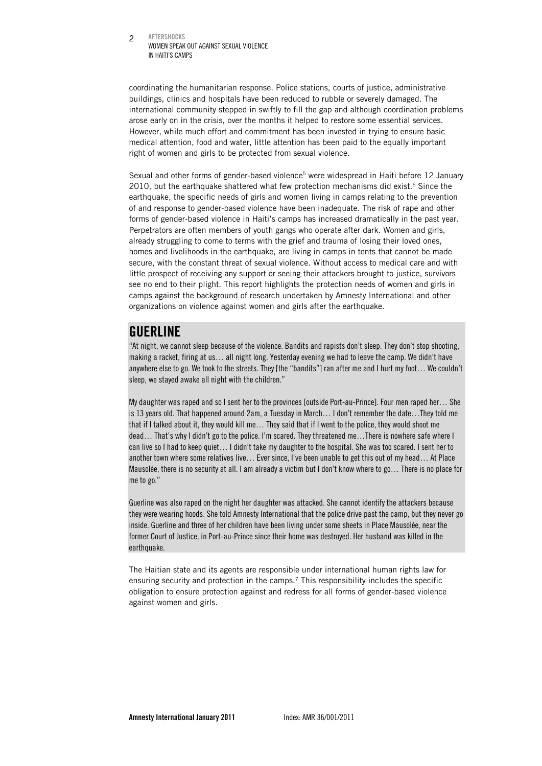coordinating the humanitarian response. Police stations, courts of justice, administrative buildings, clinics and hospitals have been reduced to rubble or severely damaged. The international community stepped in swiftly to fill the gap and although coordination problems arose early on in the crisis, over the months it helped to restore some essential services. However, while much effort and commitment has been invested in trying to ensure basic medical attention, food and water, little attention has been paid to the equally important right of women and girls to be protected from sexual violence.

Sexual and other forms of gender-based violence[5] were widespread in Haiti before 12 January 2010, but the earthquake shattered what few protection mechanisms did exist.[6] Since the earthquake, the specific needs of girls and women living in camps relating to the prevention of and response to gender-based violence have been inadequate. The risk of rape and other forms of gender-based violence in Haiti's camps has increased dramatically in the past year. Perpetrators are often members of youth gangs who operate after dark. Women and girls, already struggling to come to terms with the grief and trauma of losing their loved ones, homes and livelihoods in the earthquake, are living in camps in tents that cannot be made secure, with the constant threat of sexual violence. Without access to medical care and with little prospect of receiving any support or seeing their attackers brought to justice, survivors see no end to their plight. This report highlights the protection needs of women and girls in camps against the background of research undertaken by Amnesty International and other organizations on violence against women and girls after the earthquake.

## GUERLINE

"At night, we cannot sleep because of the violence. Bandits and rapists don't sleep. They don't stop shooting, making a racket, firing at us… all night long. Yesterday evening we had to leave the camp. We didn't have anywhere else to go. We took to the streets. They [the "bandits"] ran after me and I hurt my foot… We couldn't sleep, we stayed awake all night with the children."

My daughter was raped and so I sent her to the provinces [outside Port-au-Prince]. Four men raped her… She is 13 years old. That happened around 2am, a Tuesday in March… I don't remember the date…They told me that if I talked about it, they would kill me… They said that if I went to the police, they would shoot me dead… That's why I didn't go to the police. I'm scared. They threatened me…There is nowhere safe where I can live so I had to keep quiet… I didn't take my daughter to the hospital. She was too scared. I sent her to another town where some relatives live… Ever since, I've been unable to get this out of my head… At Place Mausolée, there is no security at all. I am already a victim but I don't know where to go… There is no place for me to go."

Guerline was also raped on the night her daughter was attacked. She cannot identify the attackers because they were wearing hoods. She told Amnesty International that the police drive past the camp, but they never go inside. Guerline and three of her children have been living under some sheets in Place Mausolée, near the former Court of Justice, in Port-au-Prince since their home was destroyed. Her husband was killed in the earthquake.

The Haitian state and its agents are responsible under international human rights law for ensuring security and protection in the camps.[7] This responsibility includes the specific obligation to ensure protection against and redress for all forms of gender-based violence against women and girls.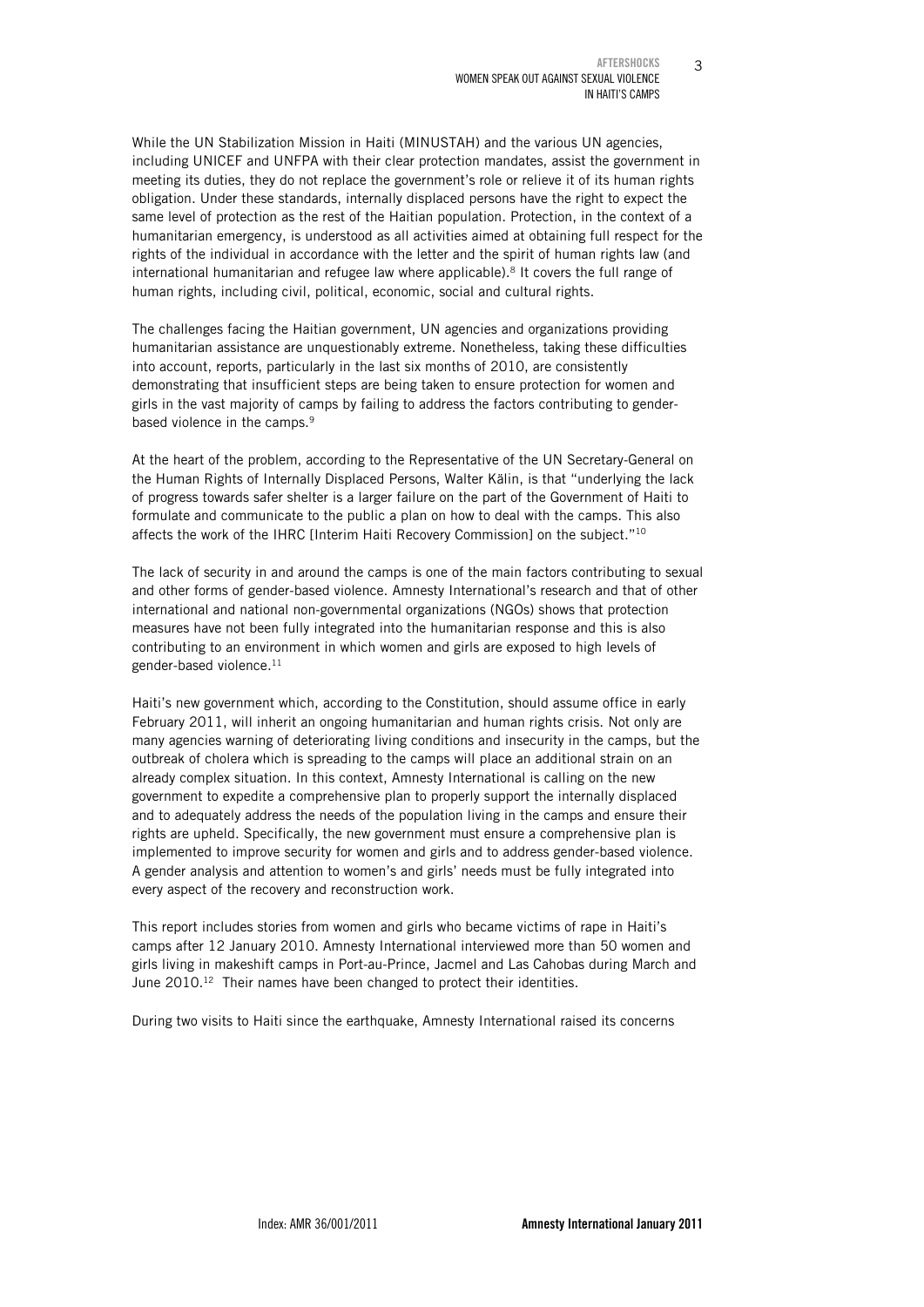While the UN Stabilization Mission in Haiti (MINUSTAH) and the various UN agencies, including UNICEF and UNFPA with their clear protection mandates, assist the government in meeting its duties, they do not replace the government's role or relieve it of its human rights obligation. Under these standards, internally displaced persons have the right to expect the same level of protection as the rest of the Haitian population. Protection, in the context of a humanitarian emergency, is understood as all activities aimed at obtaining full respect for the rights of the individual in accordance with the letter and the spirit of human rights law (and international humanitarian and refugee law where applicable).[8] It covers the full range of human rights, including civil, political, economic, social and cultural rights.

The challenges facing the Haitian government, UN agencies and organizations providing humanitarian assistance are unquestionably extreme. Nonetheless, taking these difficulties into account, reports, particularly in the last six months of 2010, are consistently demonstrating that insufficient steps are being taken to ensure protection for women and girls in the vast majority of camps by failing to address the factors contributing to gender-based violence in the camps.[9]

At the heart of the problem, according to the Representative of the UN Secretary-General on the Human Rights of Internally Displaced Persons, Walter Kälin, is that "underlying the lack of progress towards safer shelter is a larger failure on the part of the Government of Haiti to formulate and communicate to the public a plan on how to deal with the camps. This also affects the work of the IHRC [Interim Haiti Recovery Commission] on the subject."[10]

The lack of security in and around the camps is one of the main factors contributing to sexual and other forms of gender-based violence. Amnesty International's research and that of other international and national non-governmental organizations (NGOs) shows that protection measures have not been fully integrated into the humanitarian response and this is also contributing to an environment in which women and girls are exposed to high levels of gender-based violence.[11]

Haiti's new government which, according to the Constitution, should assume office in early February 2011, will inherit an ongoing humanitarian and human rights crisis. Not only are many agencies warning of deteriorating living conditions and insecurity in the camps, but the outbreak of cholera which is spreading to the camps will place an additional strain on an already complex situation. In this context, Amnesty International is calling on the new government to expedite a comprehensive plan to properly support the internally displaced and to adequately address the needs of the population living in the camps and ensure their rights are upheld. Specifically, the new government must ensure a comprehensive plan is implemented to improve security for women and girls and to address gender-based violence. A gender analysis and attention to women's and girls' needs must be fully integrated into every aspect of the recovery and reconstruction work.

This report includes stories from women and girls who became victims of rape in Haiti's camps after 12 January 2010. Amnesty International interviewed more than 50 women and girls living in makeshift camps in Port-au-Prince, Jacmel and Las Cahobas during March and June 2010.[12] Their names have been changed to protect their identities.

During two visits to Haiti since the earthquake, Amnesty International raised its concerns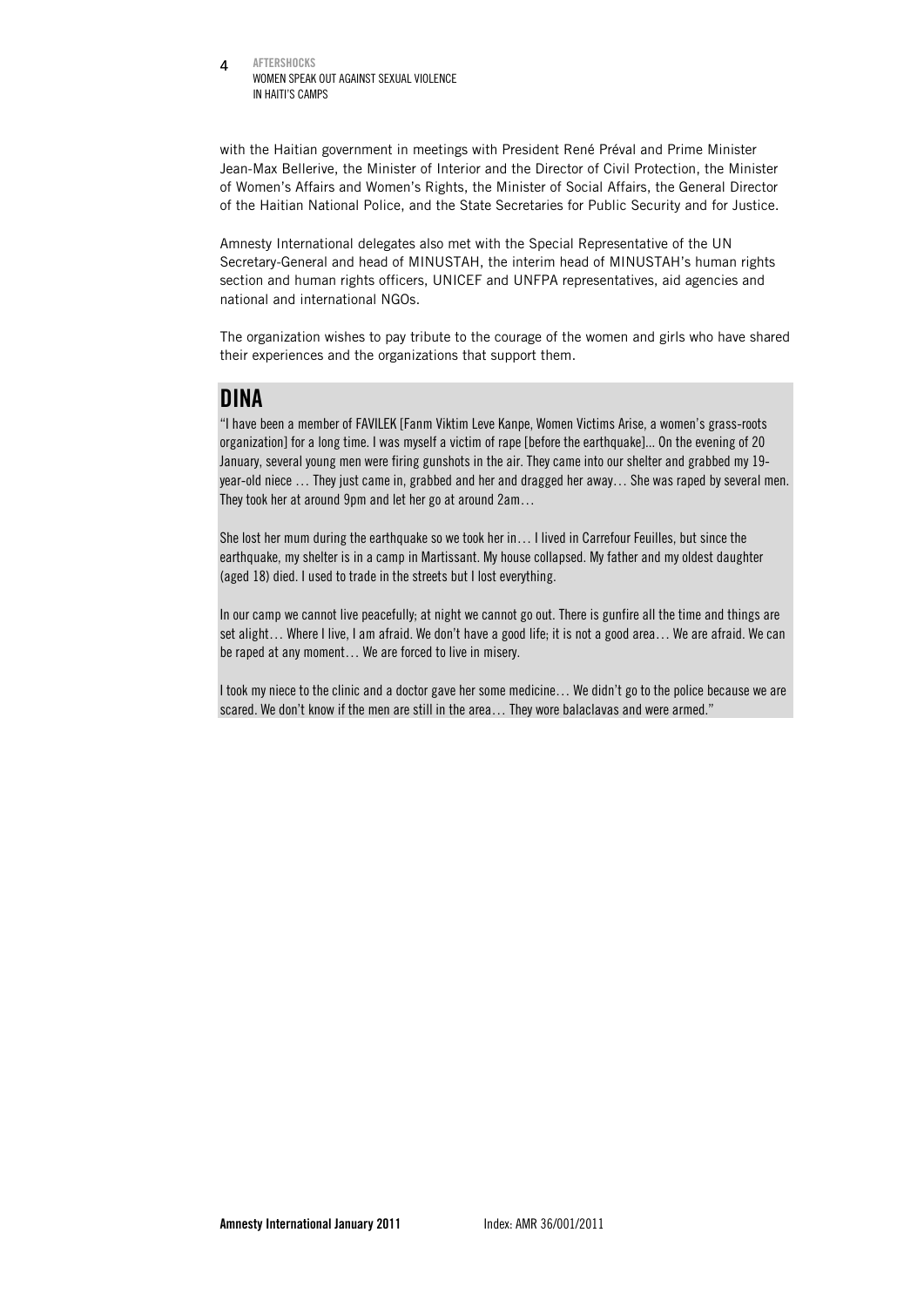with the Haitian government in meetings with President René Préval and Prime Minister Jean-Max Bellerive, the Minister of Interior and the Director of Civil Protection, the Minister of Women's Affairs and Women's Rights, the Minister of Social Affairs, the General Director of the Haitian National Police, and the State Secretaries for Public Security and for Justice.

Amnesty International delegates also met with the Special Representative of the UN Secretary-General and head of MINUSTAH, the interim head of MINUSTAH's human rights section and human rights officers, UNICEF and UNFPA representatives, aid agencies and national and international NGOs.

The organization wishes to pay tribute to the courage of the women and girls who have shared their experiences and the organizations that support them.

## DINA

"I have been a member of FAVILEK [Fanm Viktim Leve Kanpe, Women Victims Arise, a women's grass-roots organization] for a long time. I was myself a victim of rape [before the earthquake]... On the evening of 20 January, several young men were firing gunshots in the air. They came into our shelter and grabbed my 19-year-old niece … They just came in, grabbed and her and dragged her away… She was raped by several men. They took her at around 9pm and let her go at around 2am…

She lost her mum during the earthquake so we took her in… I lived in Carrefour Feuilles, but since the earthquake, my shelter is in a camp in Martissant. My house collapsed. My father and my oldest daughter (aged 18) died. I used to trade in the streets but I lost everything.

In our camp we cannot live peacefully; at night we cannot go out. There is gunfire all the time and things are set alight… Where I live, I am afraid. We don't have a good life; it is not a good area… We are afraid. We can be raped at any moment… We are forced to live in misery.

I took my niece to the clinic and a doctor gave her some medicine… We didn't go to the police because we are scared. We don't know if the men are still in the area… They wore balaclavas and were armed."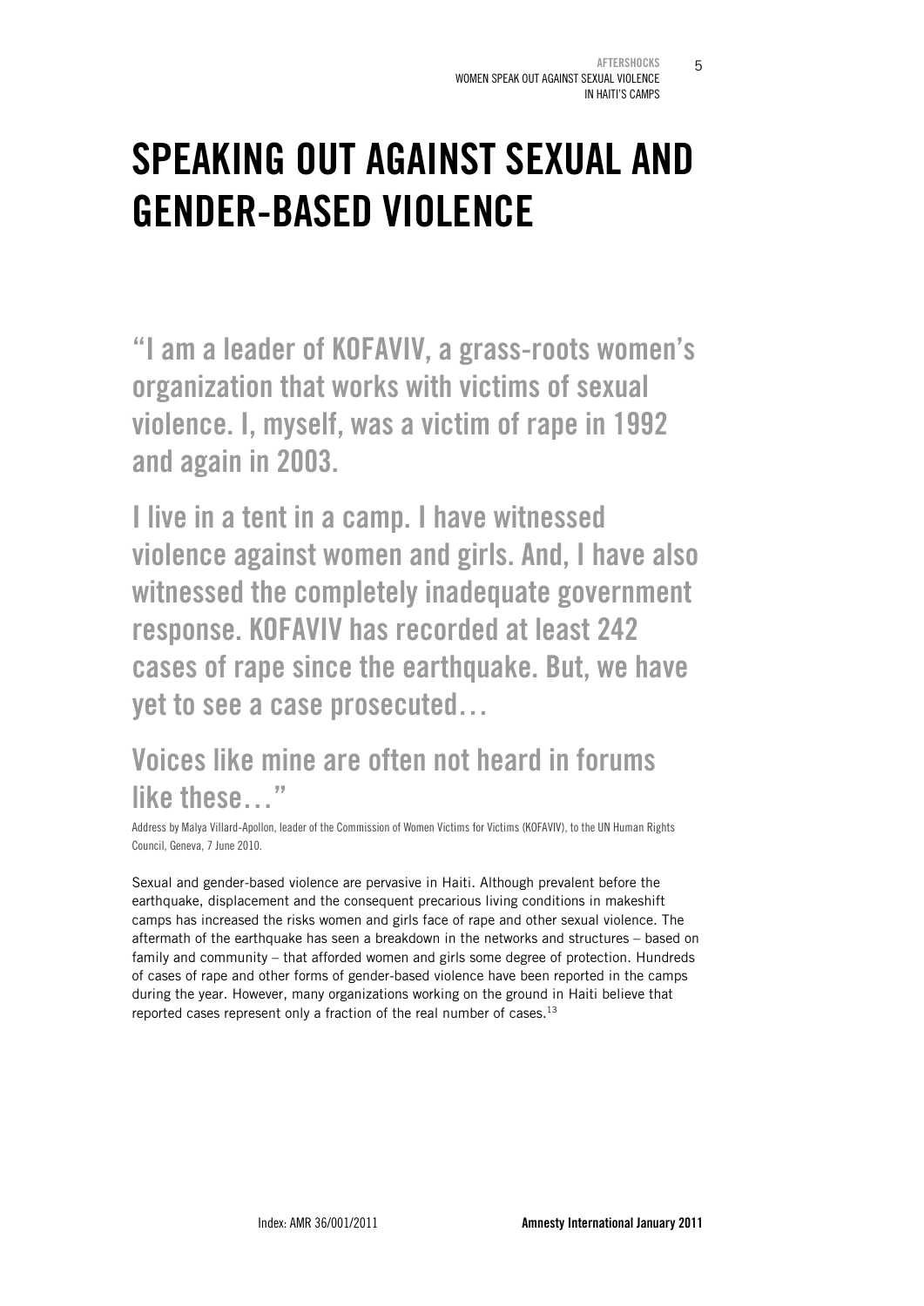# SPEAKING OUT AGAINST SEXUAL AND GENDER-BASED VIOLENCE

**"I am a leader of KOFAVIV, a grass-roots women's organization that works with victims of sexual violence. I, myself, was a victim of rape in 1992 and again in 2003.**

**I live in a tent in a camp. I have witnessed violence against women and girls. And, I have also witnessed the completely inadequate government response. KOFAVIV has recorded at least 242 cases of rape since the earthquake. But, we have yet to see a case prosecuted…**

**Voices like mine are often not heard in forums like these…"**

Address by Malya Villard-Apollon, leader of the Commission of Women Victims for Victims (KOFAVIV), to the UN Human Rights Council, Geneva, 7 June 2010.

Sexual and gender-based violence are pervasive in Haiti. Although prevalent before the earthquake, displacement and the consequent precarious living conditions in makeshift camps has increased the risks women and girls face of rape and other sexual violence. The aftermath of the earthquake has seen a breakdown in the networks and structures – based on family and community – that afforded women and girls some degree of protection. Hundreds of cases of rape and other forms of gender-based violence have been reported in the camps during the year. However, many organizations working on the ground in Haiti believe that reported cases represent only a fraction of the real number of cases.[13]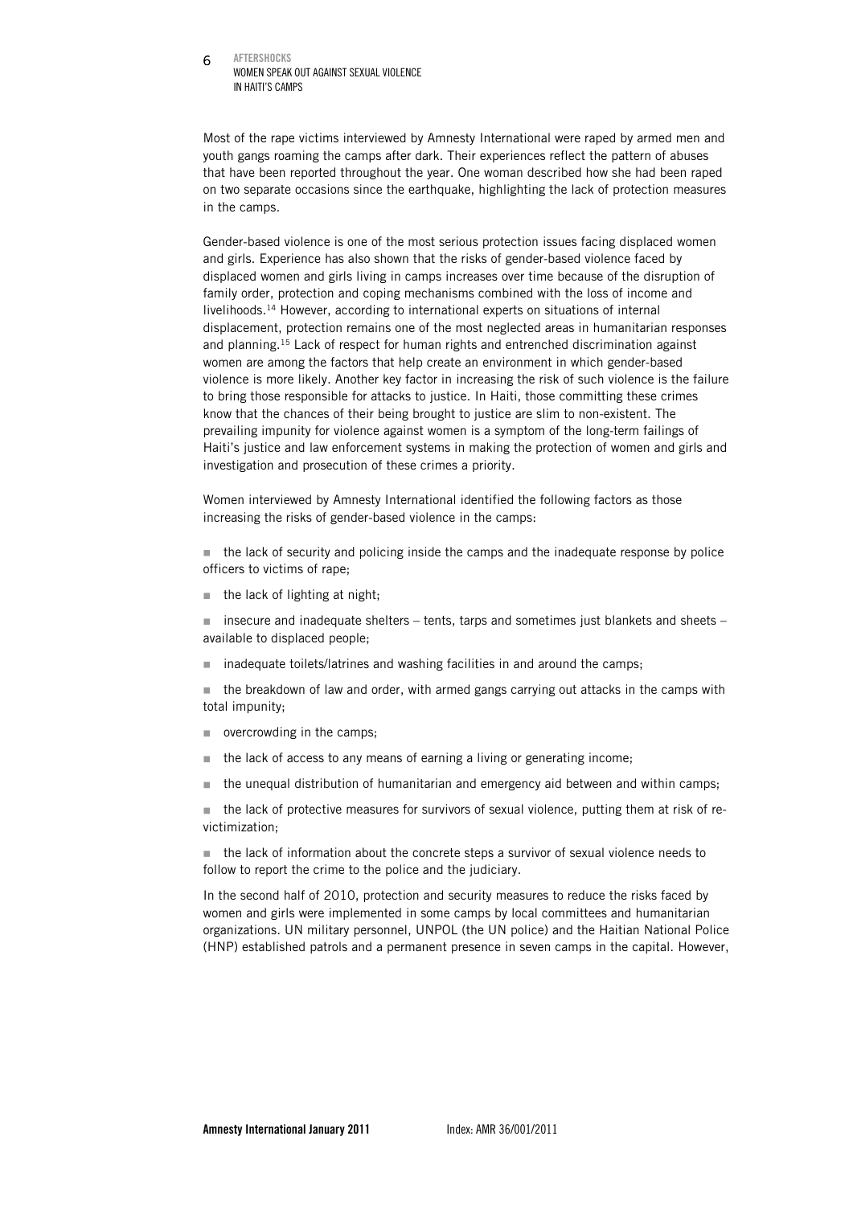Most of the rape victims interviewed by Amnesty International were raped by armed men and youth gangs roaming the camps after dark. Their experiences reflect the pattern of abuses that have been reported throughout the year. One woman described how she had been raped on two separate occasions since the earthquake, highlighting the lack of protection measures in the camps.

Gender-based violence is one of the most serious protection issues facing displaced women and girls. Experience has also shown that the risks of gender-based violence faced by displaced women and girls living in camps increases over time because of the disruption of family order, protection and coping mechanisms combined with the loss of income and livelihoods.[14] However, according to international experts on situations of internal displacement, protection remains one of the most neglected areas in humanitarian responses and planning.[15] Lack of respect for human rights and entrenched discrimination against women are among the factors that help create an environment in which gender-based violence is more likely. Another key factor in increasing the risk of such violence is the failure to bring those responsible for attacks to justice. In Haiti, those committing these crimes know that the chances of their being brought to justice are slim to non-existent. The prevailing impunity for violence against women is a symptom of the long-term failings of Haiti's justice and law enforcement systems in making the protection of women and girls and investigation and prosecution of these crimes a priority.

Women interviewed by Amnesty International identified the following factors as those increasing the risks of gender-based violence in the camps:

- the lack of security and policing inside the camps and the inadequate response by police officers to victims of rape;
- the lack of lighting at night;
- insecure and inadequate shelters – tents, tarps and sometimes just blankets and sheets – available to displaced people;
- inadequate toilets/latrines and washing facilities in and around the camps;
- the breakdown of law and order, with armed gangs carrying out attacks in the camps with total impunity;
- overcrowding in the camps;
- the lack of access to any means of earning a living or generating income;
- the unequal distribution of humanitarian and emergency aid between and within camps;
- the lack of protective measures for survivors of sexual violence, putting them at risk of re-victimization;
- the lack of information about the concrete steps a survivor of sexual violence needs to follow to report the crime to the police and the judiciary.

In the second half of 2010, protection and security measures to reduce the risks faced by women and girls were implemented in some camps by local committees and humanitarian organizations. UN military personnel, UNPOL (the UN police) and the Haitian National Police (HNP) established patrols and a permanent presence in seven camps in the capital. However,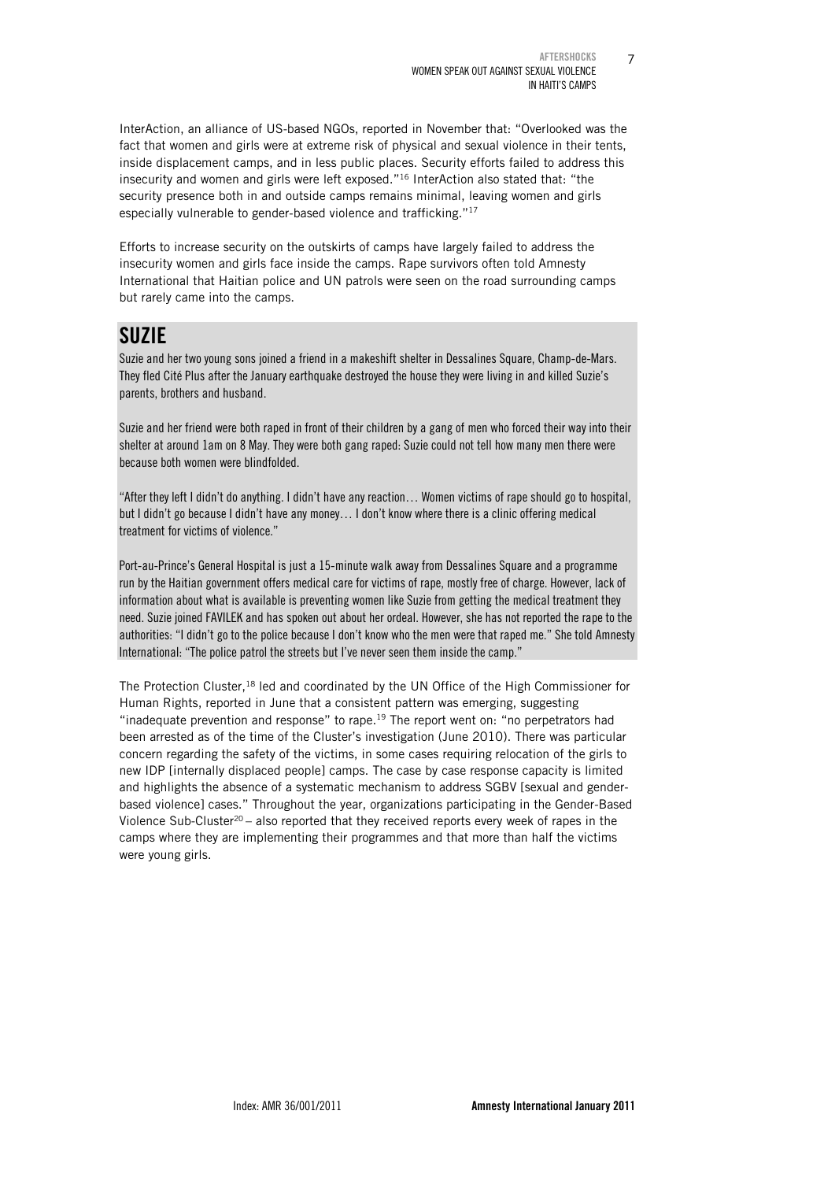InterAction, an alliance of US-based NGOs, reported in November that: "Overlooked was the fact that women and girls were at extreme risk of physical and sexual violence in their tents, inside displacement camps, and in less public places. Security efforts failed to address this insecurity and women and girls were left exposed."[16] InterAction also stated that: "the security presence both in and outside camps remains minimal, leaving women and girls especially vulnerable to gender-based violence and trafficking."[17]

Efforts to increase security on the outskirts of camps have largely failed to address the insecurity women and girls face inside the camps. Rape survivors often told Amnesty International that Haitian police and UN patrols were seen on the road surrounding camps but rarely came into the camps.

## SUZIE

Suzie and her two young sons joined a friend in a makeshift shelter in Dessalines Square, Champ-de-Mars. They fled Cité Plus after the January earthquake destroyed the house they were living in and killed Suzie's parents, brothers and husband.

Suzie and her friend were both raped in front of their children by a gang of men who forced their way into their shelter at around 1am on 8 May. They were both gang raped: Suzie could not tell how many men there were because both women were blindfolded.

"After they left I didn't do anything. I didn't have any reaction… Women victims of rape should go to hospital, but I didn't go because I didn't have any money… I don't know where there is a clinic offering medical treatment for victims of violence."

Port-au-Prince's General Hospital is just a 15-minute walk away from Dessalines Square and a programme run by the Haitian government offers medical care for victims of rape, mostly free of charge. However, lack of information about what is available is preventing women like Suzie from getting the medical treatment they need. Suzie joined FAVILEK and has spoken out about her ordeal. However, she has not reported the rape to the authorities: "I didn't go to the police because I don't know who the men were that raped me." She told Amnesty International: "The police patrol the streets but I've never seen them inside the camp."

The Protection Cluster,[18] led and coordinated by the UN Office of the High Commissioner for Human Rights, reported in June that a consistent pattern was emerging, suggesting "inadequate prevention and response" to rape.[19] The report went on: "no perpetrators had been arrested as of the time of the Cluster's investigation (June 2010). There was particular concern regarding the safety of the victims, in some cases requiring relocation of the girls to new IDP [internally displaced people] camps. The case by case response capacity is limited and highlights the absence of a systematic mechanism to address SGBV [sexual and gender-based violence] cases." Throughout the year, organizations participating in the Gender-Based Violence Sub-Cluster[20] – also reported that they received reports every week of rapes in the camps where they are implementing their programmes and that more than half the victims were young girls.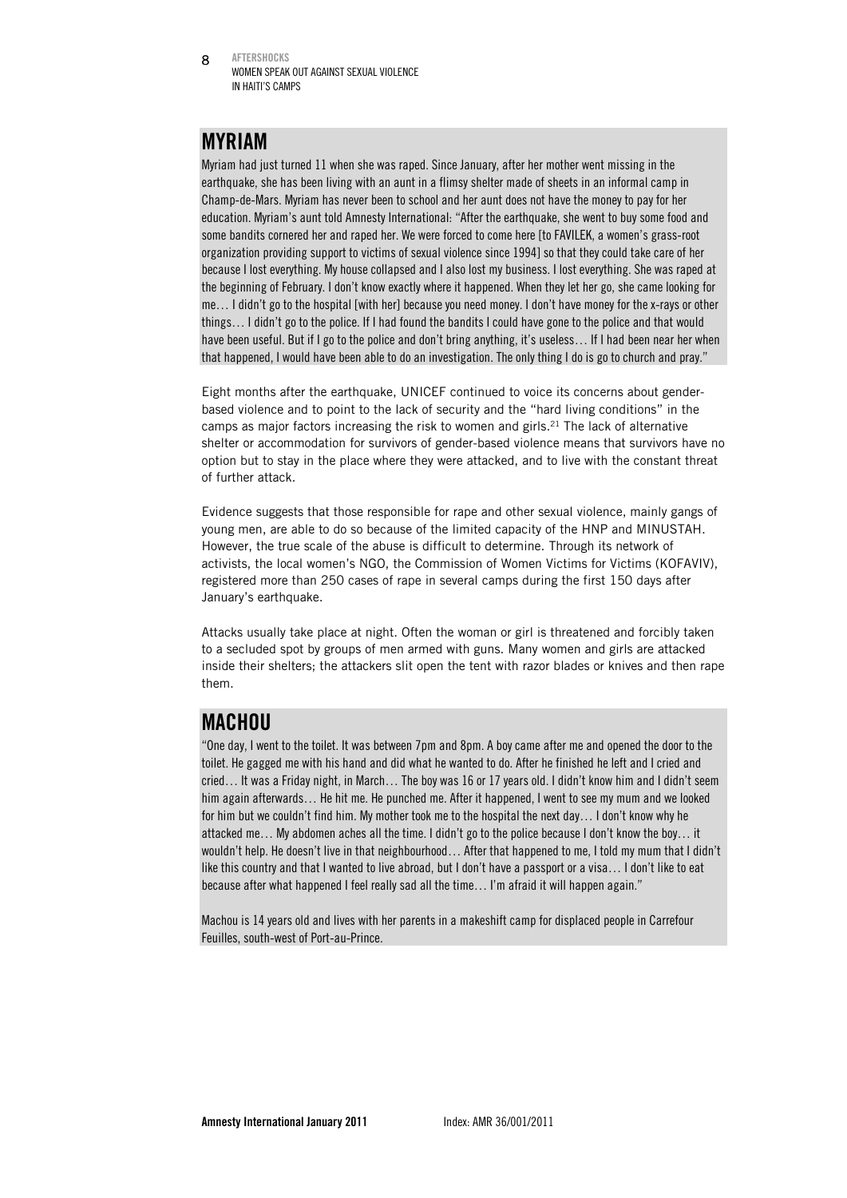## MYRIAM

Myriam had just turned 11 when she was raped. Since January, after her mother went missing in the earthquake, she has been living with an aunt in a flimsy shelter made of sheets in an informal camp in Champ-de-Mars. Myriam has never been to school and her aunt does not have the money to pay for her education. Myriam's aunt told Amnesty International: "After the earthquake, she went to buy some food and some bandits cornered her and raped her. We were forced to come here [to FAVILEK, a women's grass-root organization providing support to victims of sexual violence since 1994] so that they could take care of her because I lost everything. My house collapsed and I also lost my business. I lost everything. She was raped at the beginning of February. I don't know exactly where it happened. When they let her go, she came looking for me… I didn't go to the hospital [with her] because you need money. I don't have money for the x-rays or other things… I didn't go to the police. If I had found the bandits I could have gone to the police and that would have been useful. But if I go to the police and don't bring anything, it's useless… If I had been near her when that happened, I would have been able to do an investigation. The only thing I do is go to church and pray."

Eight months after the earthquake, UNICEF continued to voice its concerns about gender-based violence and to point to the lack of security and the "hard living conditions" in the camps as major factors increasing the risk to women and girls.[21] The lack of alternative shelter or accommodation for survivors of gender-based violence means that survivors have no option but to stay in the place where they were attacked, and to live with the constant threat of further attack.

Evidence suggests that those responsible for rape and other sexual violence, mainly gangs of young men, are able to do so because of the limited capacity of the HNP and MINUSTAH. However, the true scale of the abuse is difficult to determine. Through its network of activists, the local women's NGO, the Commission of Women Victims for Victims (KOFAVIV), registered more than 250 cases of rape in several camps during the first 150 days after January's earthquake.

Attacks usually take place at night. Often the woman or girl is threatened and forcibly taken to a secluded spot by groups of men armed with guns. Many women and girls are attacked inside their shelters; the attackers slit open the tent with razor blades or knives and then rape them.

## MACHOU

"One day, I went to the toilet. It was between 7pm and 8pm. A boy came after me and opened the door to the toilet. He gagged me with his hand and did what he wanted to do. After he finished he left and I cried and cried… It was a Friday night, in March… The boy was 16 or 17 years old. I didn't know him and I didn't seem him again afterwards… He hit me. He punched me. After it happened, I went to see my mum and we looked for him but we couldn't find him. My mother took me to the hospital the next day… I don't know why he attacked me… My abdomen aches all the time. I didn't go to the police because I don't know the boy… it wouldn't help. He doesn't live in that neighbourhood… After that happened to me, I told my mum that I didn't like this country and that I wanted to live abroad, but I don't have a passport or a visa… I don't like to eat because after what happened I feel really sad all the time… I'm afraid it will happen again."

Machou is 14 years old and lives with her parents in a makeshift camp for displaced people in Carrefour Feuilles, south-west of Port-au-Prince.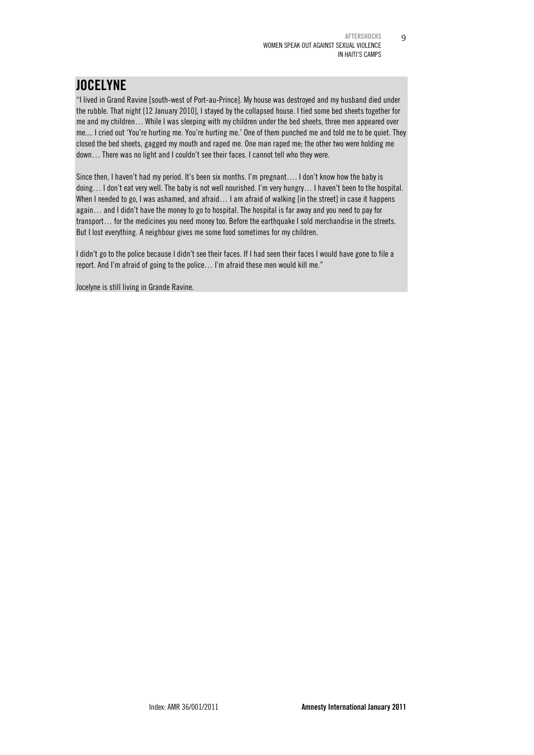## JOCELYNE

"I lived in Grand Ravine [south-west of Port-au-Prince]. My house was destroyed and my husband died under the rubble. That night [12 January 2010], I stayed by the collapsed house. I tied some bed sheets together for me and my children… While I was sleeping with my children under the bed sheets, three men appeared over me.... I cried out 'You're hurting me. You're hurting me.' One of them punched me and told me to be quiet. They closed the bed sheets, gagged my mouth and raped me. One man raped me; the other two were holding me down… There was no light and I couldn't see their faces. I cannot tell who they were.

Since then, I haven't had my period. It's been six months. I'm pregnant…. I don't know how the baby is doing… I don't eat very well. The baby is not well nourished. I'm very hungry… I haven't been to the hospital. When I needed to go, I was ashamed, and afraid… I am afraid of walking [in the street] in case it happens again… and I didn't have the money to go to hospital. The hospital is far away and you need to pay for transport… for the medicines you need money too. Before the earthquake I sold merchandise in the streets. But I lost everything. A neighbour gives me some food sometimes for my children.

I didn't go to the police because I didn't see their faces. If I had seen their faces I would have gone to file a report. And I'm afraid of going to the police… I'm afraid these men would kill me."

Jocelyne is still living in Grande Ravine.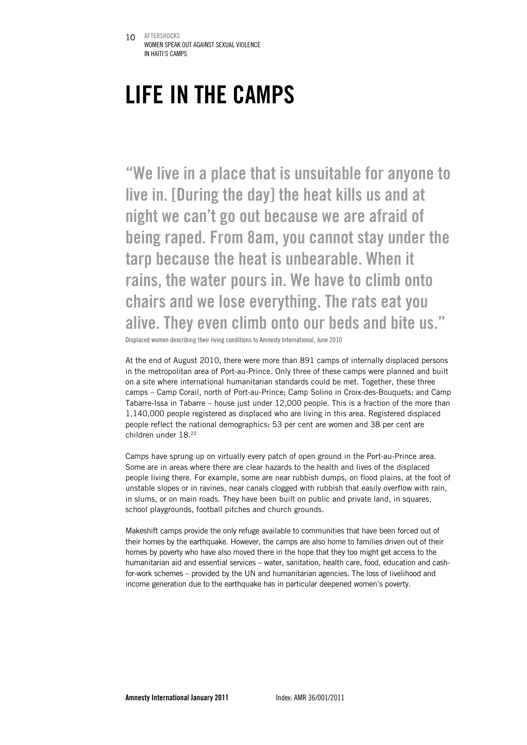# LIFE IN THE CAMPS

**"We live in a place that is unsuitable for anyone to live in. [During the day] the heat kills us and at night we can't go out because we are afraid of being raped. From 8am, you cannot stay under the tarp because the heat is unbearable. When it rains, the water pours in. We have to climb onto chairs and we lose everything. The rats eat you alive. They even climb onto our beds and bite us."**

Displaced women describing their living conditions to Amnesty International, June 2010

At the end of August 2010, there were more than 891 camps of internally displaced persons in the metropolitan area of Port-au-Prince. Only three of these camps were planned and built on a site where international humanitarian standards could be met. Together, these three camps – Camp Corail, north of Port-au-Prince; Camp Solino in Croix-des-Bouquets; and Camp Tabarre-Issa in Tabarre – house just under 12,000 people. This is a fraction of the more than 1,140,000 people registered as displaced who are living in this area. Registered displaced people reflect the national demographics: 53 per cent are women and 38 per cent are children under 18.[22]

Camps have sprung up on virtually every patch of open ground in the Port-au-Prince area. Some are in areas where there are clear hazards to the health and lives of the displaced people living there. For example, some are near rubbish dumps, on flood plains, at the foot of unstable slopes or in ravines, near canals clogged with rubbish that easily overflow with rain, in slums, or on main roads. They have been built on public and private land, in squares, school playgrounds, football pitches and church grounds.

Makeshift camps provide the only refuge available to communities that have been forced out of their homes by the earthquake. However, the camps are also home to families driven out of their homes by poverty who have also moved there in the hope that they too might get access to the humanitarian aid and essential services – water, sanitation, health care, food, education and cash-for-work schemes – provided by the UN and humanitarian agencies. The loss of livelihood and income generation due to the earthquake has in particular deepened women's poverty.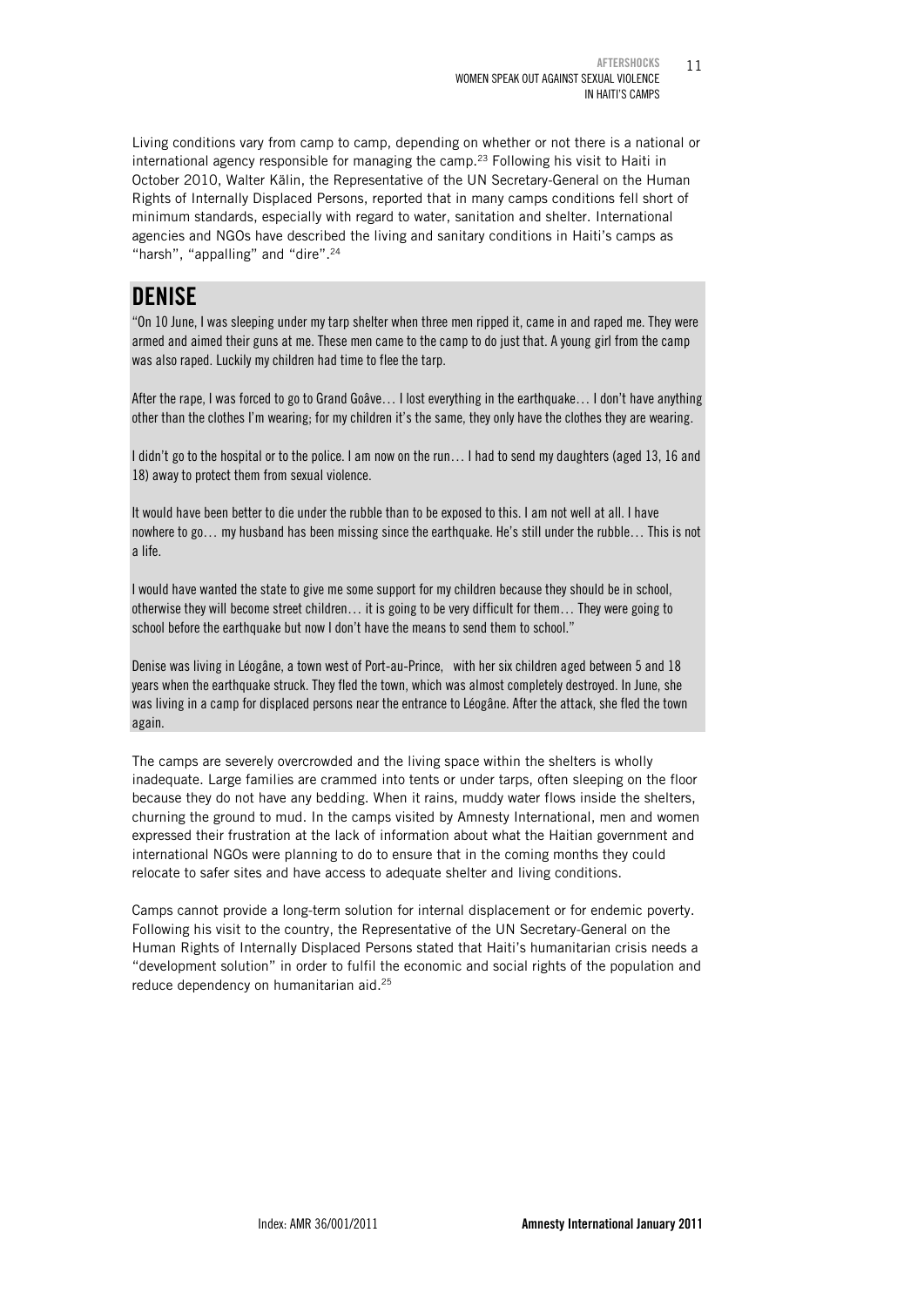Living conditions vary from camp to camp, depending on whether or not there is a national or international agency responsible for managing the camp.[23] Following his visit to Haiti in October 2010, Walter Kälin, the Representative of the UN Secretary-General on the Human Rights of Internally Displaced Persons, reported that in many camps conditions fell short of minimum standards, especially with regard to water, sanitation and shelter. International agencies and NGOs have described the living and sanitary conditions in Haiti's camps as "harsh", "appalling" and "dire".[24]

## DENISE

"On 10 June, I was sleeping under my tarp shelter when three men ripped it, came in and raped me. They were armed and aimed their guns at me. These men came to the camp to do just that. A young girl from the camp was also raped. Luckily my children had time to flee the tarp.

After the rape, I was forced to go to Grand Goâve… I lost everything in the earthquake… I don't have anything other than the clothes I'm wearing; for my children it's the same, they only have the clothes they are wearing.

I didn't go to the hospital or to the police. I am now on the run… I had to send my daughters (aged 13, 16 and 18) away to protect them from sexual violence.

It would have been better to die under the rubble than to be exposed to this. I am not well at all. I have nowhere to go… my husband has been missing since the earthquake. He's still under the rubble… This is not a life.

I would have wanted the state to give me some support for my children because they should be in school, otherwise they will become street children… it is going to be very difficult for them… They were going to school before the earthquake but now I don't have the means to send them to school."

Denise was living in Léogâne, a town west of Port-au-Prince, with her six children aged between 5 and 18 years when the earthquake struck. They fled the town, which was almost completely destroyed. In June, she was living in a camp for displaced persons near the entrance to Léogâne. After the attack, she fled the town again.

The camps are severely overcrowded and the living space within the shelters is wholly inadequate. Large families are crammed into tents or under tarps, often sleeping on the floor because they do not have any bedding. When it rains, muddy water flows inside the shelters, churning the ground to mud. In the camps visited by Amnesty International, men and women expressed their frustration at the lack of information about what the Haitian government and international NGOs were planning to do to ensure that in the coming months they could relocate to safer sites and have access to adequate shelter and living conditions.

Camps cannot provide a long-term solution for internal displacement or for endemic poverty. Following his visit to the country, the Representative of the UN Secretary-General on the Human Rights of Internally Displaced Persons stated that Haiti's humanitarian crisis needs a "development solution" in order to fulfil the economic and social rights of the population and reduce dependency on humanitarian aid.[25]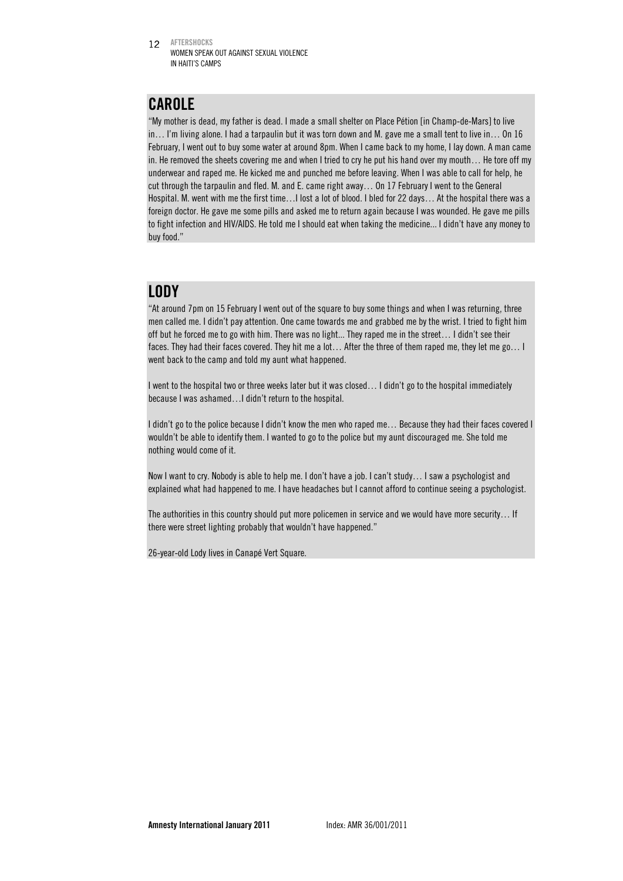## CAROLE

"My mother is dead, my father is dead. I made a small shelter on Place Pétion [in Champ-de-Mars] to live in… I'm living alone. I had a tarpaulin but it was torn down and M. gave me a small tent to live in… On 16 February, I went out to buy some water at around 8pm. When I came back to my home, I lay down. A man came in. He removed the sheets covering me and when I tried to cry he put his hand over my mouth… He tore off my underwear and raped me. He kicked me and punched me before leaving. When I was able to call for help, he cut through the tarpaulin and fled. M. and E. came right away… On 17 February I went to the General Hospital. M. went with me the first time…I lost a lot of blood. I bled for 22 days… At the hospital there was a foreign doctor. He gave me some pills and asked me to return again because I was wounded. He gave me pills to fight infection and HIV/AIDS. He told me I should eat when taking the medicine... I didn't have any money to buy food."

## LODY

"At around 7pm on 15 February I went out of the square to buy some things and when I was returning, three men called me. I didn't pay attention. One came towards me and grabbed me by the wrist. I tried to fight him off but he forced me to go with him. There was no light... They raped me in the street… I didn't see their faces. They had their faces covered. They hit me a lot… After the three of them raped me, they let me go… I went back to the camp and told my aunt what happened.

I went to the hospital two or three weeks later but it was closed… I didn't go to the hospital immediately because I was ashamed…I didn't return to the hospital.

I didn't go to the police because I didn't know the men who raped me… Because they had their faces covered I wouldn't be able to identify them. I wanted to go to the police but my aunt discouraged me. She told me nothing would come of it.

Now I want to cry. Nobody is able to help me. I don't have a job. I can't study… I saw a psychologist and explained what had happened to me. I have headaches but I cannot afford to continue seeing a psychologist.

The authorities in this country should put more policemen in service and we would have more security… If there were street lighting probably that wouldn't have happened."

26-year-old Lody lives in Canapé Vert Square.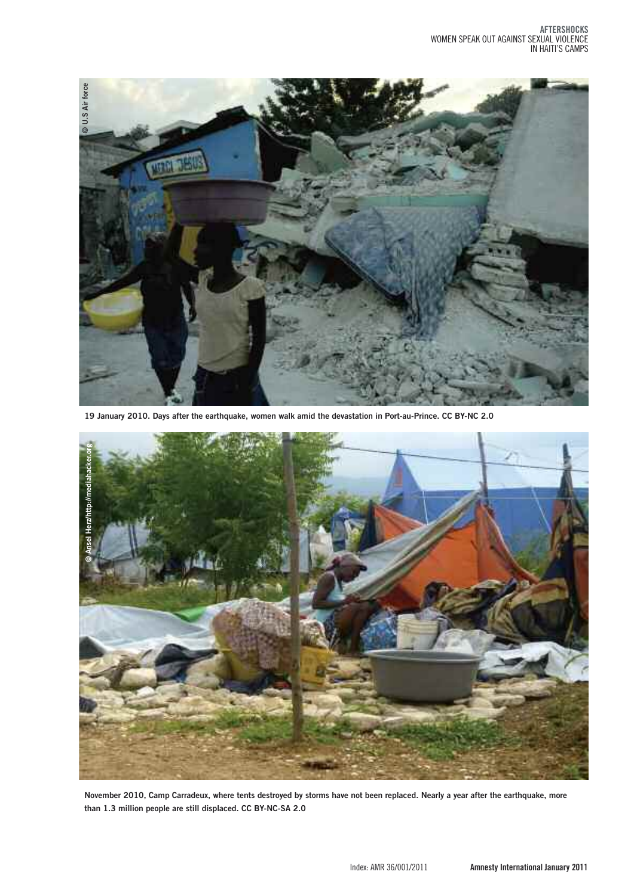© U.S Air force

19 January 2010. Days after the earthquake, women walk amid the devastation in Port-au-Prince. CC BY-NC 2.0

© Ansel Herz/http://mediahacker.org

November 2010, Camp Carradeux, where tents destroyed by storms have not been replaced. Nearly a year after the earthquake, more than 1.3 million people are still displaced. CC BY-NC-SA 2.0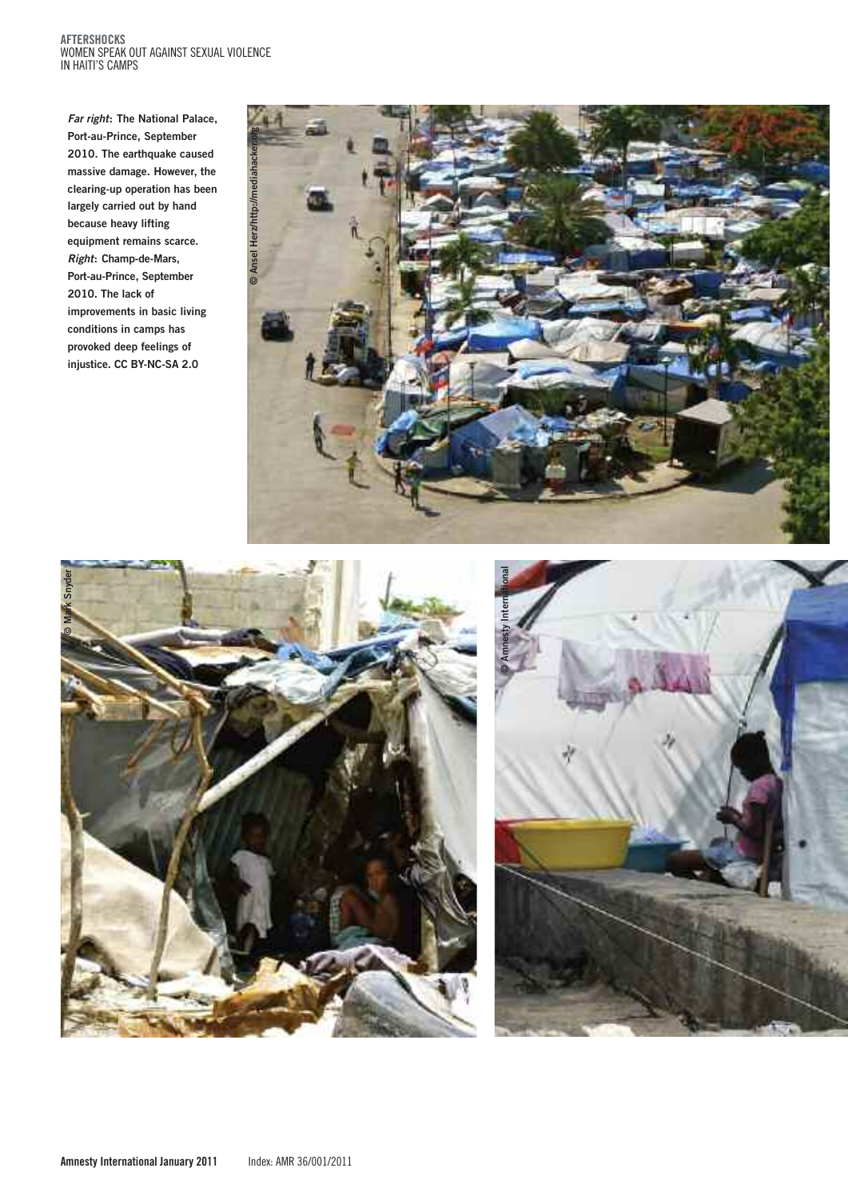*Far right*: **The National Palace, Port-au-Prince, September 2010. The earthquake caused massive damage. However, the clearing-up operation has been largely carried out by hand because heavy lifting equipment remains scarce.**
*Right*: **Champ-de-Mars, Port-au-Prince, September 2010. The lack of improvements in basic living conditions in camps has provoked deep feelings of injustice. CC BY-NC-SA 2.0**

© Ansel Herz/http://mediahacker.org

© Mark Snyder

© Amnesty International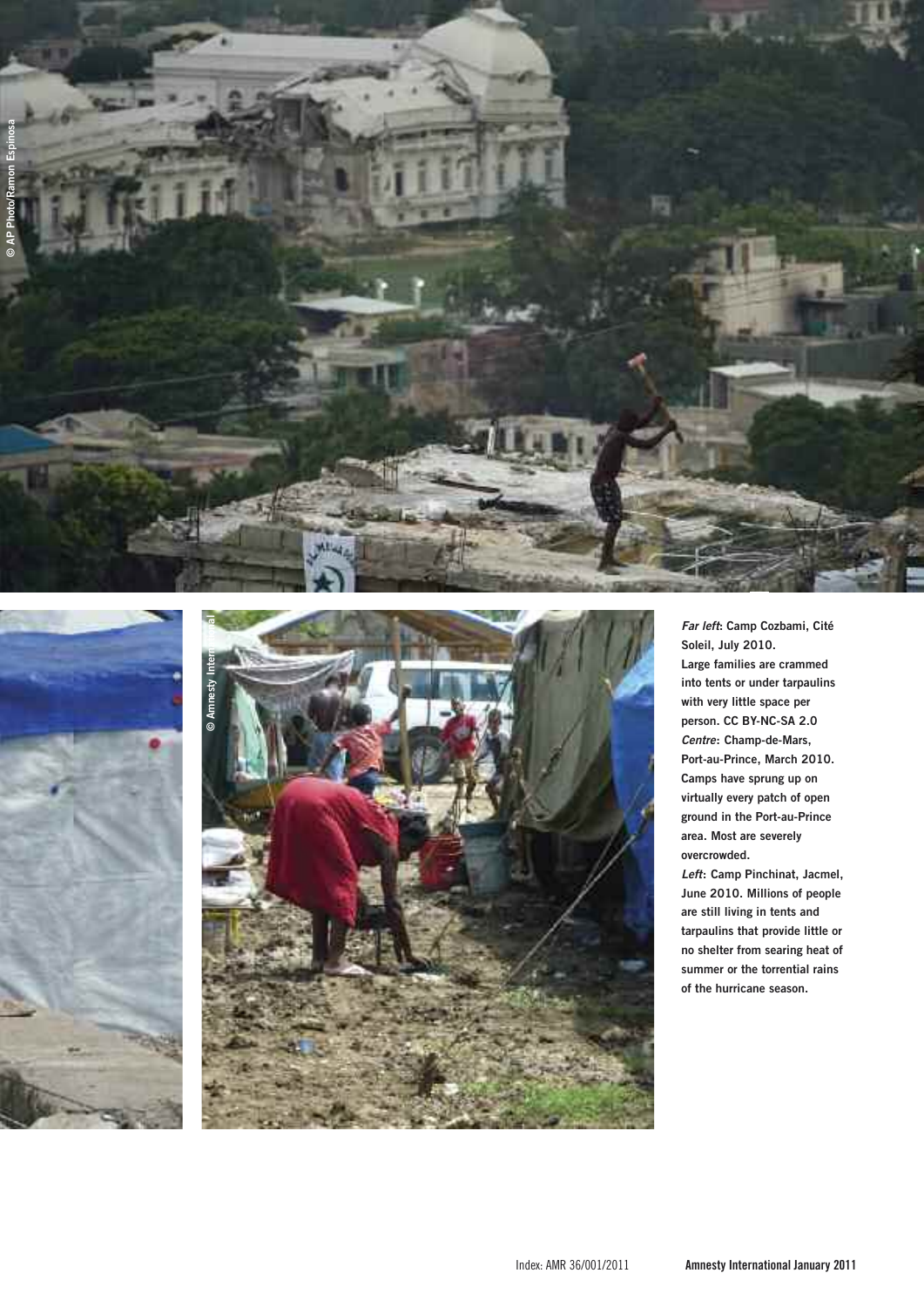© AP Photo/Ramon Espinosa

© Amnesty International

***Far left*: Camp Cozbami, Cité Soleil, July 2010.**
**Large families are crammed into tents or under tarpaulins with very little space per person. CC BY-NC-SA 2.0**
***Centre*: Champ-de-Mars, Port-au-Prince, March 2010. Camps have sprung up on virtually every patch of open ground in the Port-au-Prince area. Most are severely overcrowded.**
***Left*: Camp Pinchinat, Jacmel, June 2010. Millions of people are still living in tents and tarpaulins that provide little or no shelter from searing heat of summer or the torrential rains of the hurricane season.**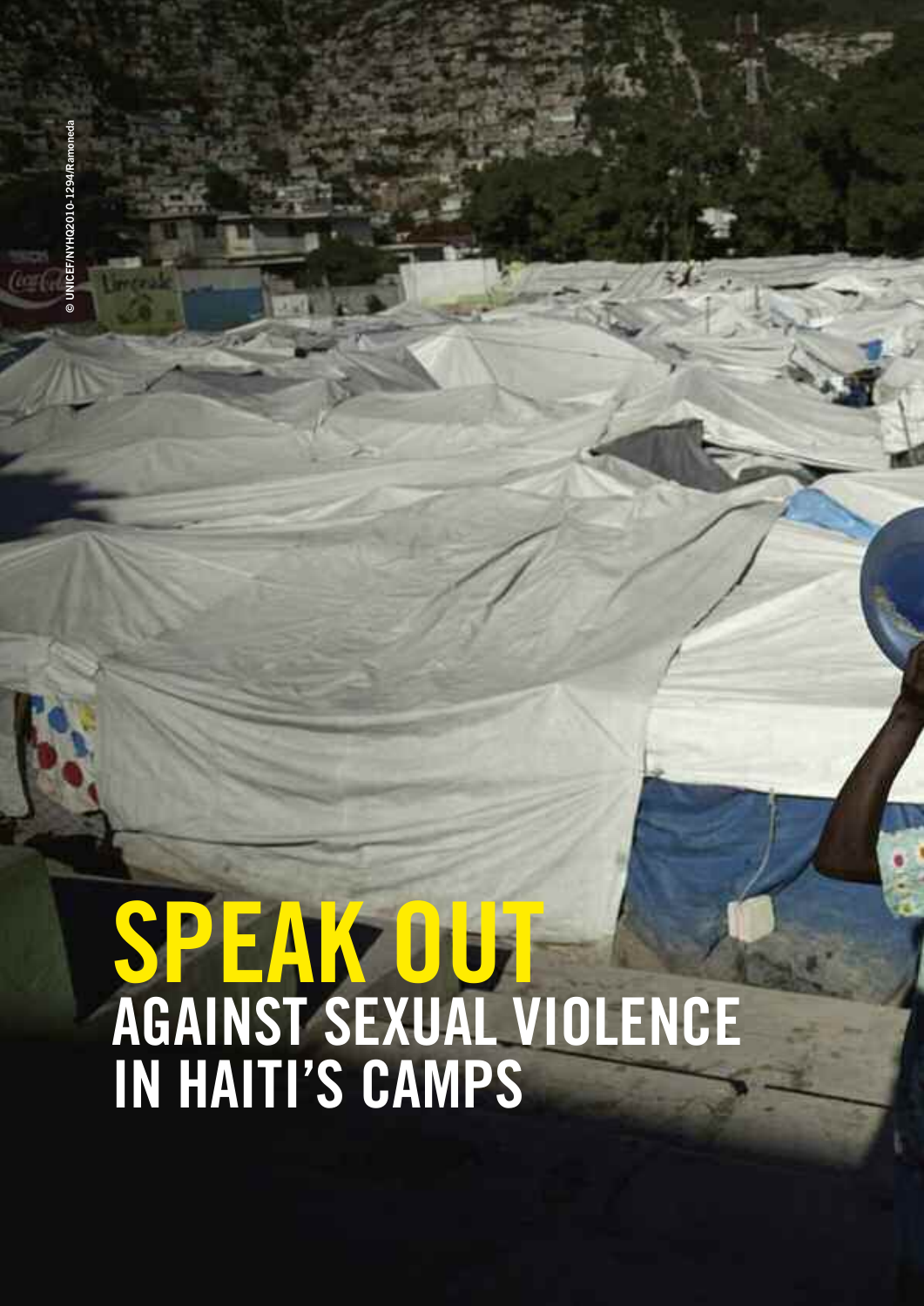© UNICEF/NYHQ2010-1294/Ramoneda

# SPEAK OUT
## AGAINST SEXUAL VIOLENCE IN HAITI'S CAMPS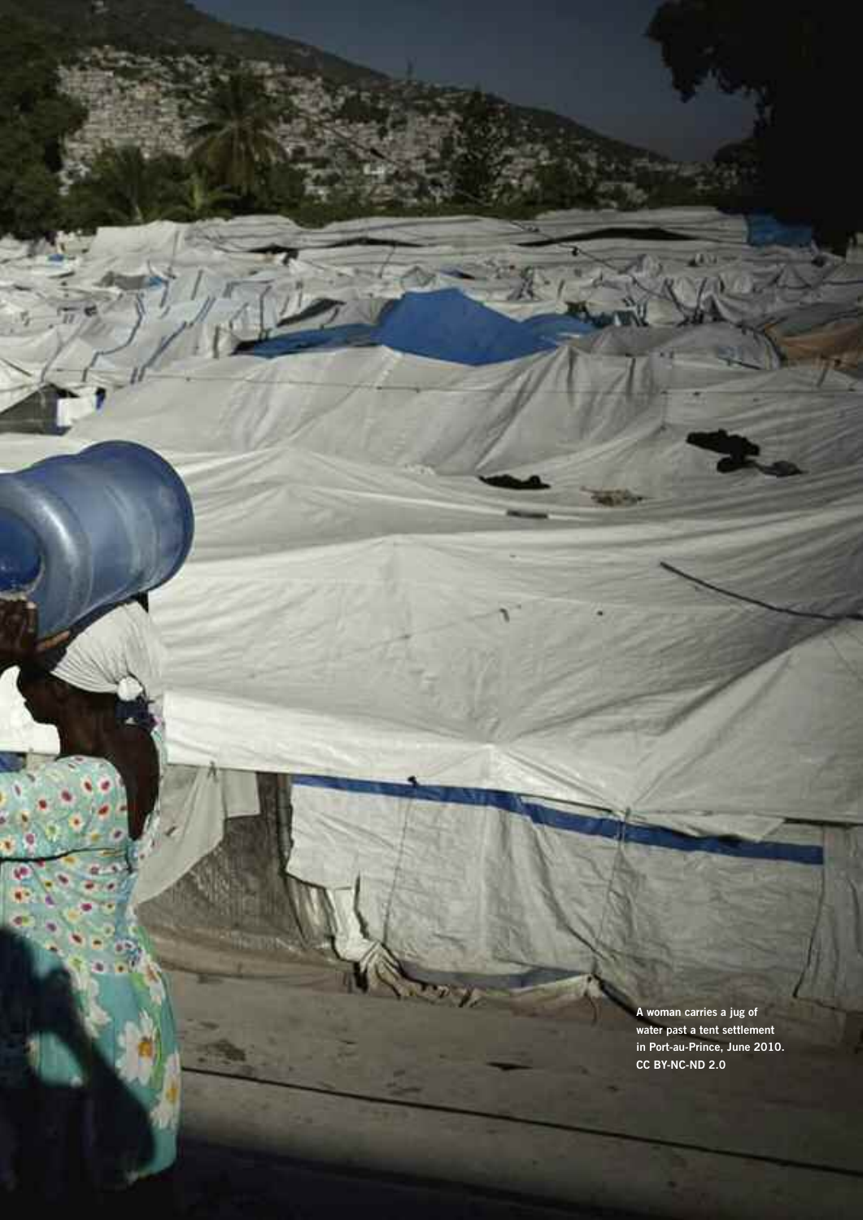A woman carries a jug of water past a tent settlement in Port-au-Prince, June 2010. CC BY-NC-ND 2.0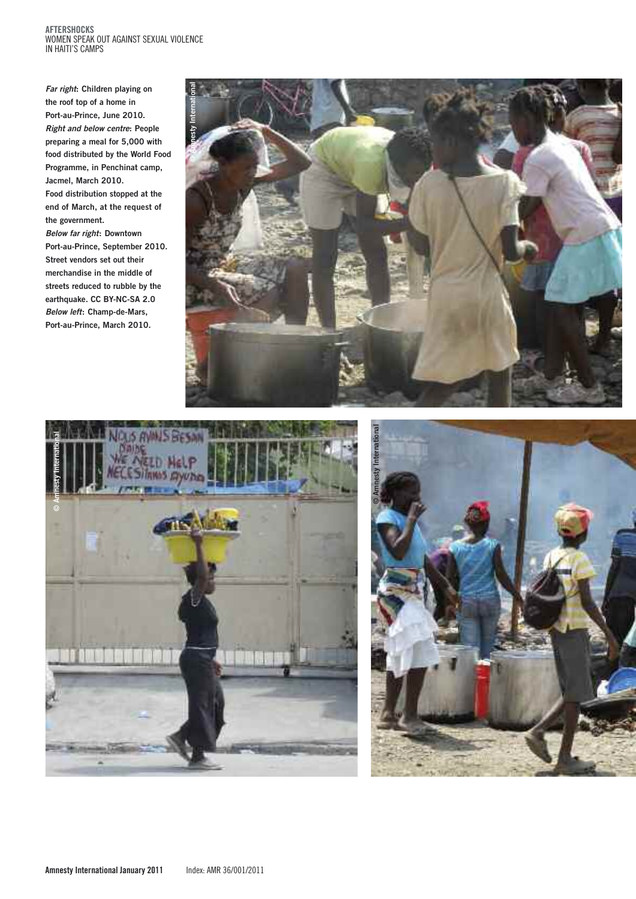*Far right*: **Children playing on the roof top of a home in Port-au-Prince, June 2010.**
*Right and below centre*: **People preparing a meal for 5,000 with food distributed by the World Food Programme, in Penchinat camp, Jacmel, March 2010.**
**Food distribution stopped at the end of March, at the request of the government.**
*Below far right*: **Downtown Port-au-Prince, September 2010. Street vendors set out their merchandise in the middle of streets reduced to rubble by the earthquake. CC BY-NC-SA 2.0**
*Below left*: **Champ-de-Mars, Port-au-Prince, March 2010.**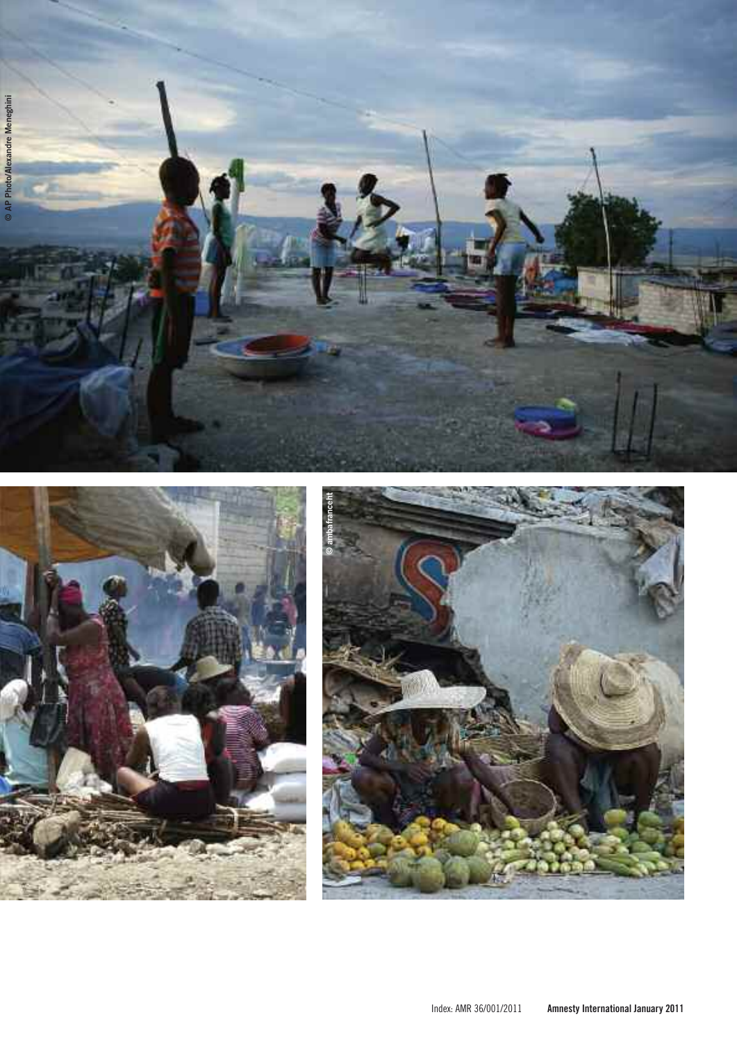© AP Photo/Alexandre Meneghini

© ambafrancehi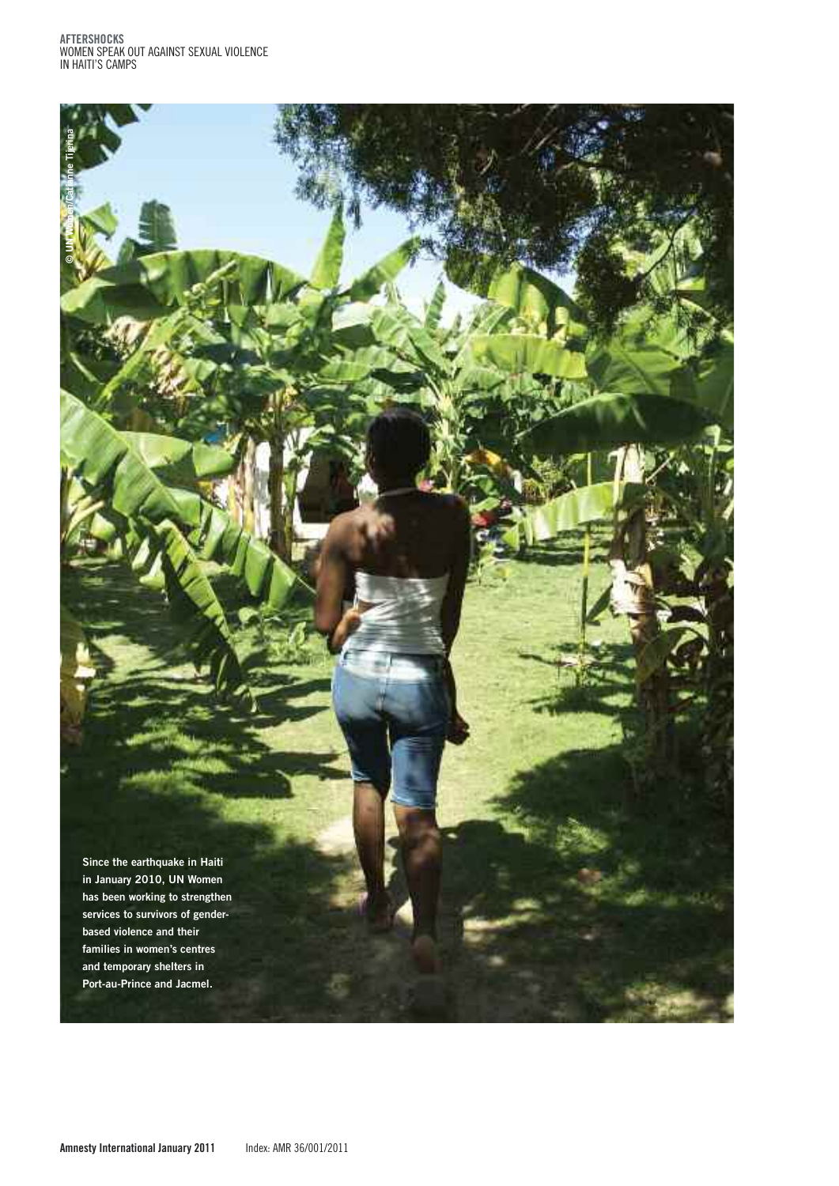© UN Women/Catianne Tijerina

Since the earthquake in Haiti in January 2010, UN Women has been working to strengthen services to survivors of gender-based violence and their families in women's centres and temporary shelters in Port-au-Prince and Jacmel.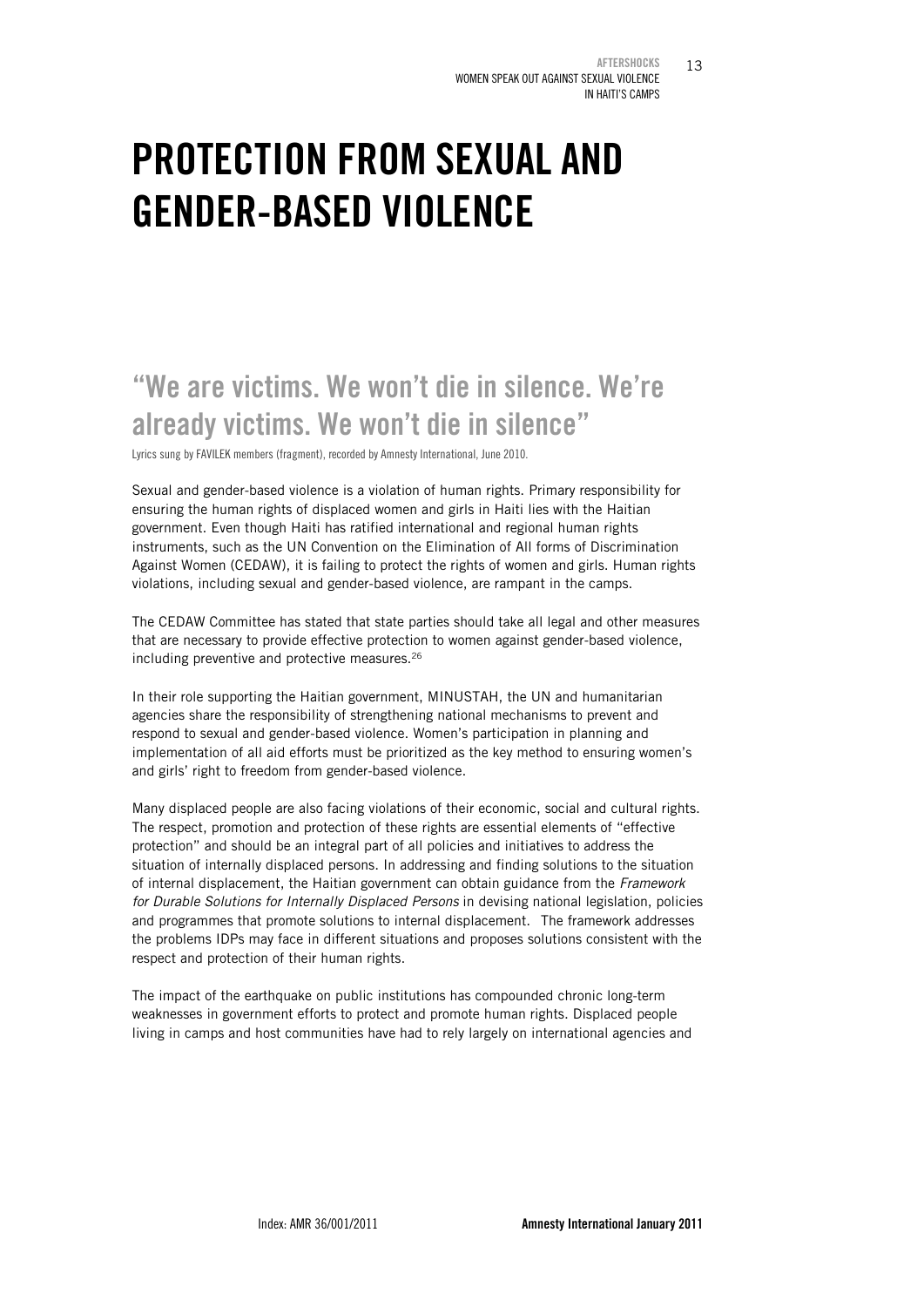# PROTECTION FROM SEXUAL AND GENDER-BASED VIOLENCE

## "We are victims. We won't die in silence. We're already victims. We won't die in silence"

Lyrics sung by FAVILEK members (fragment), recorded by Amnesty International, June 2010.

Sexual and gender-based violence is a violation of human rights. Primary responsibility for ensuring the human rights of displaced women and girls in Haiti lies with the Haitian government. Even though Haiti has ratified international and regional human rights instruments, such as the UN Convention on the Elimination of All forms of Discrimination Against Women (CEDAW), it is failing to protect the rights of women and girls. Human rights violations, including sexual and gender-based violence, are rampant in the camps.

The CEDAW Committee has stated that state parties should take all legal and other measures that are necessary to provide effective protection to women against gender-based violence, including preventive and protective measures.[26]

In their role supporting the Haitian government, MINUSTAH, the UN and humanitarian agencies share the responsibility of strengthening national mechanisms to prevent and respond to sexual and gender-based violence. Women's participation in planning and implementation of all aid efforts must be prioritized as the key method to ensuring women's and girls' right to freedom from gender-based violence.

Many displaced people are also facing violations of their economic, social and cultural rights. The respect, promotion and protection of these rights are essential elements of "effective protection" and should be an integral part of all policies and initiatives to address the situation of internally displaced persons. In addressing and finding solutions to the situation of internal displacement, the Haitian government can obtain guidance from the *Framework for Durable Solutions for Internally Displaced Persons* in devising national legislation, policies and programmes that promote solutions to internal displacement. The framework addresses the problems IDPs may face in different situations and proposes solutions consistent with the respect and protection of their human rights.

The impact of the earthquake on public institutions has compounded chronic long-term weaknesses in government efforts to protect and promote human rights. Displaced people living in camps and host communities have had to rely largely on international agencies and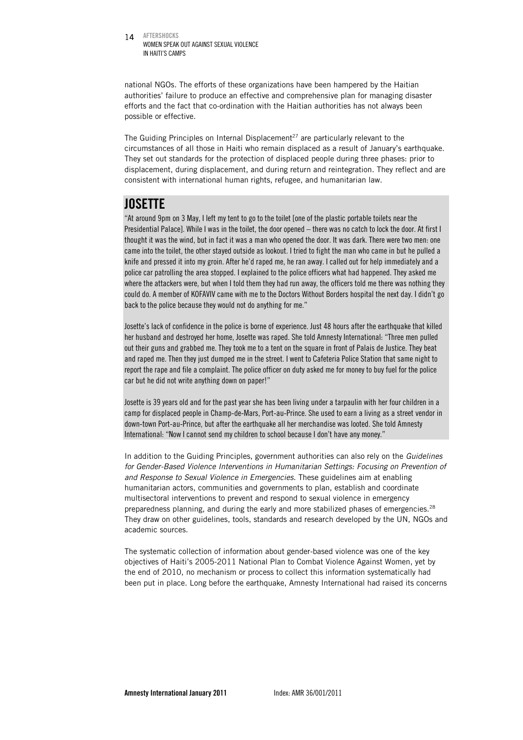national NGOs. The efforts of these organizations have been hampered by the Haitian authorities' failure to produce an effective and comprehensive plan for managing disaster efforts and the fact that co-ordination with the Haitian authorities has not always been possible or effective.

The Guiding Principles on Internal Displacement[27] are particularly relevant to the circumstances of all those in Haiti who remain displaced as a result of January's earthquake. They set out standards for the protection of displaced people during three phases: prior to displacement, during displacement, and during return and reintegration. They reflect and are consistent with international human rights, refugee, and humanitarian law.

## JOSETTE

"At around 9pm on 3 May, I left my tent to go to the toilet [one of the plastic portable toilets near the Presidential Palace]. While I was in the toilet, the door opened – there was no catch to lock the door. At first I thought it was the wind, but in fact it was a man who opened the door. It was dark. There were two men: one came into the toilet, the other stayed outside as lookout. I tried to fight the man who came in but he pulled a knife and pressed it into my groin. After he'd raped me, he ran away. I called out for help immediately and a police car patrolling the area stopped. I explained to the police officers what had happened. They asked me where the attackers were, but when I told them they had run away, the officers told me there was nothing they could do. A member of KOFAVIV came with me to the Doctors Without Borders hospital the next day. I didn't go back to the police because they would not do anything for me."

Josette's lack of confidence in the police is borne of experience. Just 48 hours after the earthquake that killed her husband and destroyed her home, Josette was raped. She told Amnesty International: "Three men pulled out their guns and grabbed me. They took me to a tent on the square in front of Palais de Justice. They beat and raped me. Then they just dumped me in the street. I went to Cafeteria Police Station that same night to report the rape and file a complaint. The police officer on duty asked me for money to buy fuel for the police car but he did not write anything down on paper!"

Josette is 39 years old and for the past year she has been living under a tarpaulin with her four children in a camp for displaced people in Champ-de-Mars, Port-au-Prince. She used to earn a living as a street vendor in down-town Port-au-Prince, but after the earthquake all her merchandise was looted. She told Amnesty International: "Now I cannot send my children to school because I don't have any money."

In addition to the Guiding Principles, government authorities can also rely on the *Guidelines for Gender-Based Violence Interventions in Humanitarian Settings: Focusing on Prevention of and Response to Sexual Violence in Emergencies.* These guidelines aim at enabling humanitarian actors, communities and governments to plan, establish and coordinate multisectoral interventions to prevent and respond to sexual violence in emergency preparedness planning, and during the early and more stabilized phases of emergencies.[28] They draw on other guidelines, tools, standards and research developed by the UN, NGOs and academic sources.

The systematic collection of information about gender-based violence was one of the key objectives of Haiti's 2005-2011 National Plan to Combat Violence Against Women, yet by the end of 2010, no mechanism or process to collect this information systematically had been put in place. Long before the earthquake, Amnesty International had raised its concerns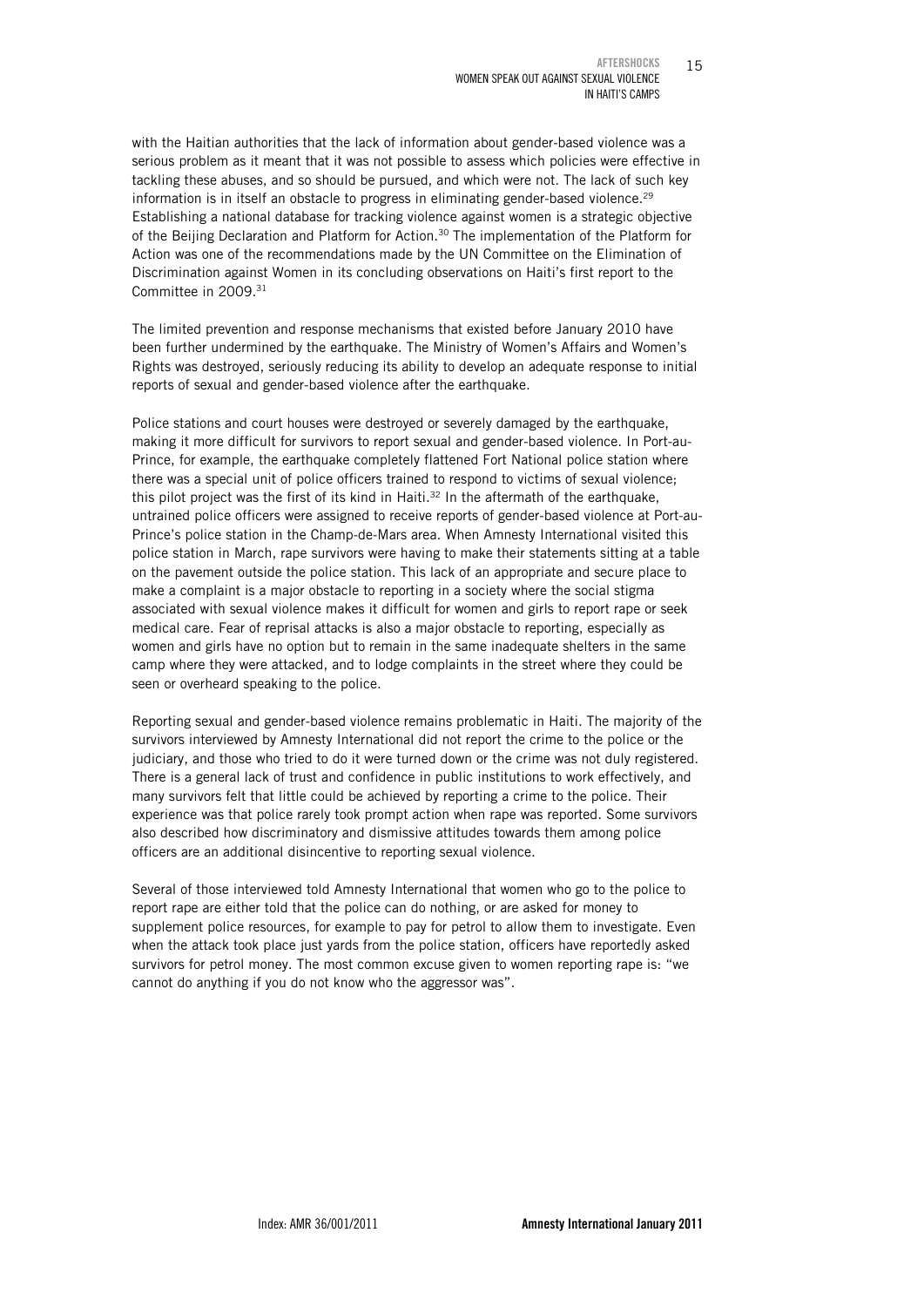with the Haitian authorities that the lack of information about gender-based violence was a serious problem as it meant that it was not possible to assess which policies were effective in tackling these abuses, and so should be pursued, and which were not. The lack of such key information is in itself an obstacle to progress in eliminating gender-based violence.[29] Establishing a national database for tracking violence against women is a strategic objective of the Beijing Declaration and Platform for Action.[30] The implementation of the Platform for Action was one of the recommendations made by the UN Committee on the Elimination of Discrimination against Women in its concluding observations on Haiti's first report to the Committee in 2009.[31]

The limited prevention and response mechanisms that existed before January 2010 have been further undermined by the earthquake. The Ministry of Women's Affairs and Women's Rights was destroyed, seriously reducing its ability to develop an adequate response to initial reports of sexual and gender-based violence after the earthquake.

Police stations and court houses were destroyed or severely damaged by the earthquake, making it more difficult for survivors to report sexual and gender-based violence. In Port-au-Prince, for example, the earthquake completely flattened Fort National police station where there was a special unit of police officers trained to respond to victims of sexual violence; this pilot project was the first of its kind in Haiti.[32] In the aftermath of the earthquake, untrained police officers were assigned to receive reports of gender-based violence at Port-au-Prince's police station in the Champ-de-Mars area. When Amnesty International visited this police station in March, rape survivors were having to make their statements sitting at a table on the pavement outside the police station. This lack of an appropriate and secure place to make a complaint is a major obstacle to reporting in a society where the social stigma associated with sexual violence makes it difficult for women and girls to report rape or seek medical care. Fear of reprisal attacks is also a major obstacle to reporting, especially as women and girls have no option but to remain in the same inadequate shelters in the same camp where they were attacked, and to lodge complaints in the street where they could be seen or overheard speaking to the police.

Reporting sexual and gender-based violence remains problematic in Haiti. The majority of the survivors interviewed by Amnesty International did not report the crime to the police or the judiciary, and those who tried to do it were turned down or the crime was not duly registered. There is a general lack of trust and confidence in public institutions to work effectively, and many survivors felt that little could be achieved by reporting a crime to the police. Their experience was that police rarely took prompt action when rape was reported. Some survivors also described how discriminatory and dismissive attitudes towards them among police officers are an additional disincentive to reporting sexual violence.

Several of those interviewed told Amnesty International that women who go to the police to report rape are either told that the police can do nothing, or are asked for money to supplement police resources, for example to pay for petrol to allow them to investigate. Even when the attack took place just yards from the police station, officers have reportedly asked survivors for petrol money. The most common excuse given to women reporting rape is: "we cannot do anything if you do not know who the aggressor was".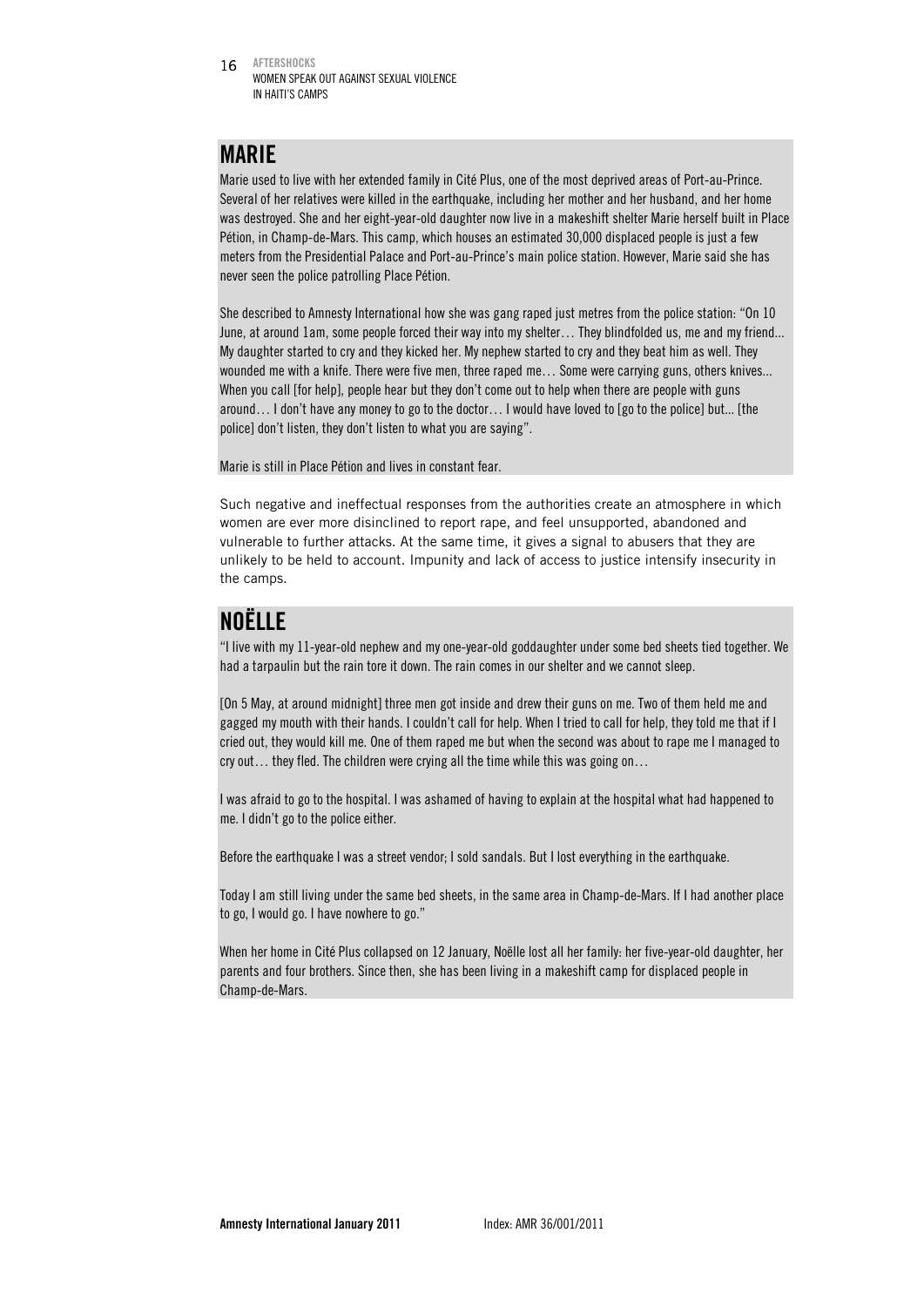## MARIE

Marie used to live with her extended family in Cité Plus, one of the most deprived areas of Port-au-Prince. Several of her relatives were killed in the earthquake, including her mother and her husband, and her home was destroyed. She and her eight-year-old daughter now live in a makeshift shelter Marie herself built in Place Pétion, in Champ-de-Mars. This camp, which houses an estimated 30,000 displaced people is just a few meters from the Presidential Palace and Port-au-Prince's main police station. However, Marie said she has never seen the police patrolling Place Pétion.

She described to Amnesty International how she was gang raped just metres from the police station: "On 10 June, at around 1am, some people forced their way into my shelter… They blindfolded us, me and my friend... My daughter started to cry and they kicked her. My nephew started to cry and they beat him as well. They wounded me with a knife. There were five men, three raped me… Some were carrying guns, others knives... When you call [for help], people hear but they don't come out to help when there are people with guns around… I don't have any money to go to the doctor… I would have loved to [go to the police] but... [the police] don't listen, they don't listen to what you are saying".

Marie is still in Place Pétion and lives in constant fear.

Such negative and ineffectual responses from the authorities create an atmosphere in which women are ever more disinclined to report rape, and feel unsupported, abandoned and vulnerable to further attacks. At the same time, it gives a signal to abusers that they are unlikely to be held to account. Impunity and lack of access to justice intensify insecurity in the camps.

## NOËLLE

"I live with my 11-year-old nephew and my one-year-old goddaughter under some bed sheets tied together. We had a tarpaulin but the rain tore it down. The rain comes in our shelter and we cannot sleep.

[On 5 May, at around midnight] three men got inside and drew their guns on me. Two of them held me and gagged my mouth with their hands. I couldn't call for help. When I tried to call for help, they told me that if I cried out, they would kill me. One of them raped me but when the second was about to rape me I managed to cry out… they fled. The children were crying all the time while this was going on…

I was afraid to go to the hospital. I was ashamed of having to explain at the hospital what had happened to me. I didn't go to the police either.

Before the earthquake I was a street vendor; I sold sandals. But I lost everything in the earthquake.

Today I am still living under the same bed sheets, in the same area in Champ-de-Mars. If I had another place to go, I would go. I have nowhere to go."

When her home in Cité Plus collapsed on 12 January, Noëlle lost all her family: her five-year-old daughter, her parents and four brothers. Since then, she has been living in a makeshift camp for displaced people in Champ-de-Mars.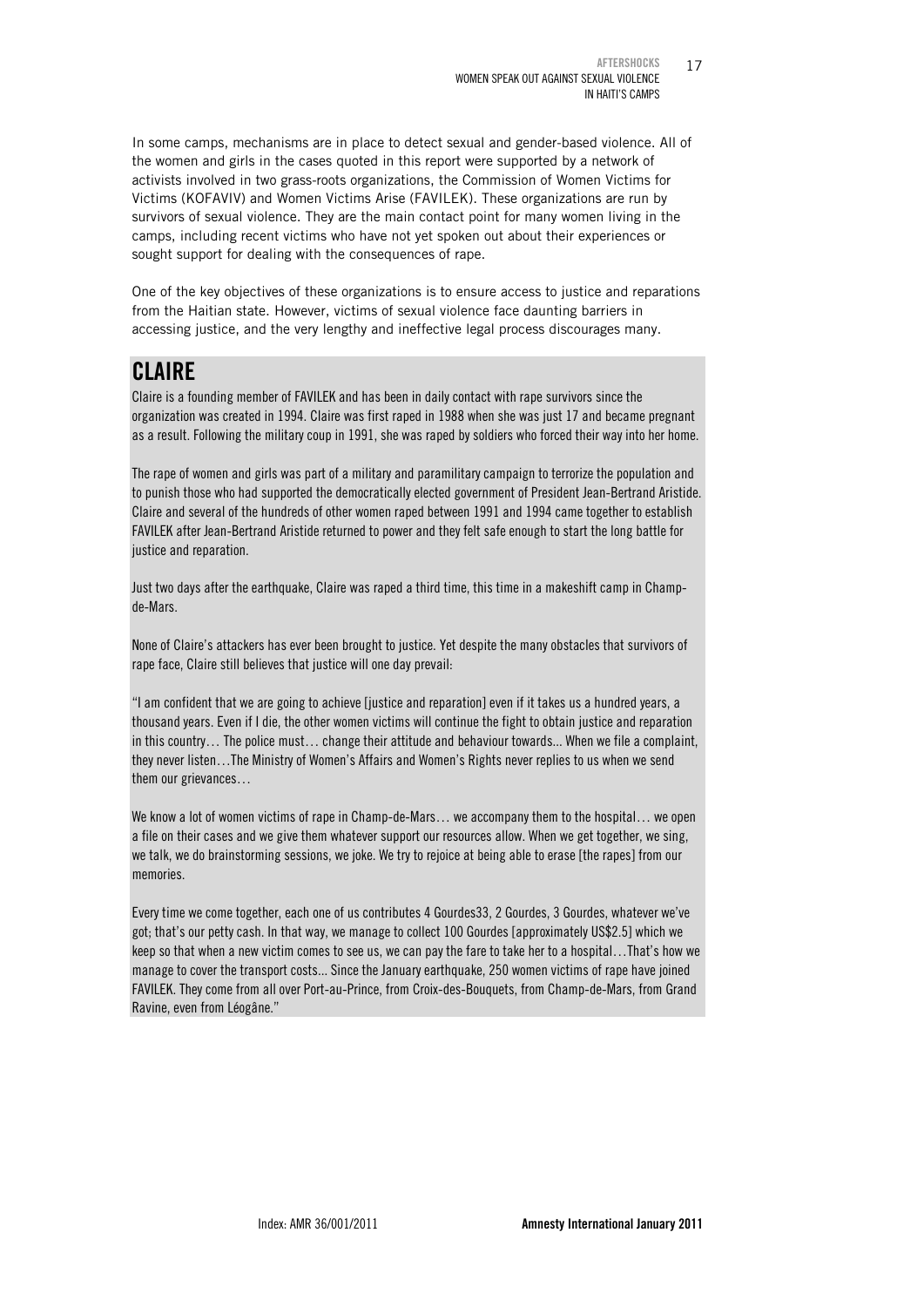In some camps, mechanisms are in place to detect sexual and gender-based violence. All of the women and girls in the cases quoted in this report were supported by a network of activists involved in two grass-roots organizations, the Commission of Women Victims for Victims (KOFAVIV) and Women Victims Arise (FAVILEK). These organizations are run by survivors of sexual violence. They are the main contact point for many women living in the camps, including recent victims who have not yet spoken out about their experiences or sought support for dealing with the consequences of rape.

One of the key objectives of these organizations is to ensure access to justice and reparations from the Haitian state. However, victims of sexual violence face daunting barriers in accessing justice, and the very lengthy and ineffective legal process discourages many.

## CLAIRE

Claire is a founding member of FAVILEK and has been in daily contact with rape survivors since the organization was created in 1994. Claire was first raped in 1988 when she was just 17 and became pregnant as a result. Following the military coup in 1991, she was raped by soldiers who forced their way into her home.

The rape of women and girls was part of a military and paramilitary campaign to terrorize the population and to punish those who had supported the democratically elected government of President Jean-Bertrand Aristide. Claire and several of the hundreds of other women raped between 1991 and 1994 came together to establish FAVILEK after Jean-Bertrand Aristide returned to power and they felt safe enough to start the long battle for justice and reparation.

Just two days after the earthquake, Claire was raped a third time, this time in a makeshift camp in Champ-de-Mars.

None of Claire's attackers has ever been brought to justice. Yet despite the many obstacles that survivors of rape face, Claire still believes that justice will one day prevail:

"I am confident that we are going to achieve [justice and reparation] even if it takes us a hundred years, a thousand years. Even if I die, the other women victims will continue the fight to obtain justice and reparation in this country… The police must… change their attitude and behaviour towards... When we file a complaint, they never listen…The Ministry of Women's Affairs and Women's Rights never replies to us when we send them our grievances…

We know a lot of women victims of rape in Champ-de-Mars… we accompany them to the hospital… we open a file on their cases and we give them whatever support our resources allow. When we get together, we sing, we talk, we do brainstorming sessions, we joke. We try to rejoice at being able to erase [the rapes] from our memories.

Every time we come together, each one of us contributes 4 Gourdes[33], 2 Gourdes, 3 Gourdes, whatever we've got; that's our petty cash. In that way, we manage to collect 100 Gourdes [approximately US$2.5] which we keep so that when a new victim comes to see us, we can pay the fare to take her to a hospital…That's how we manage to cover the transport costs... Since the January earthquake, 250 women victims of rape have joined FAVILEK. They come from all over Port-au-Prince, from Croix-des-Bouquets, from Champ-de-Mars, from Grand Ravine, even from Léogâne."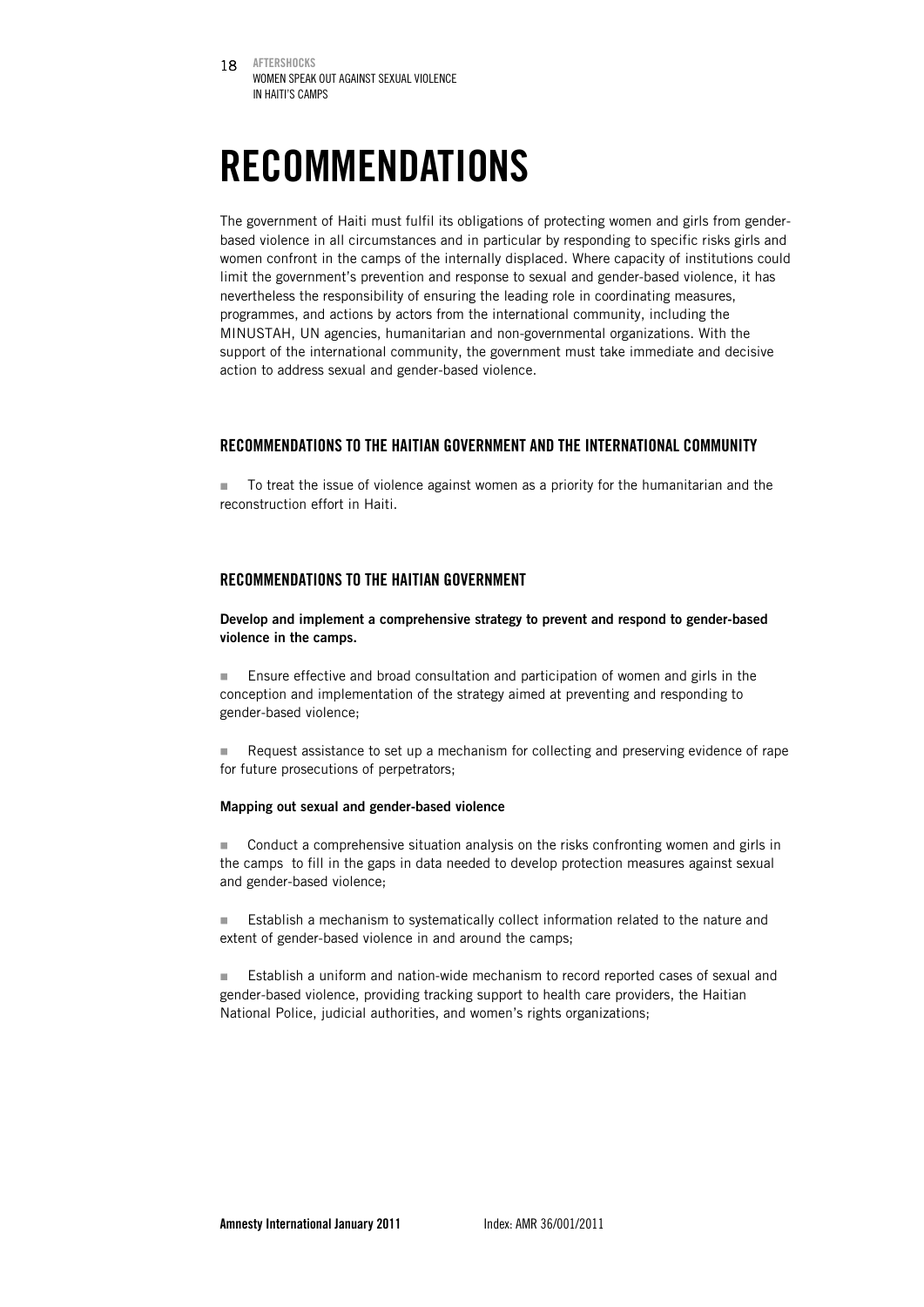# RECOMMENDATIONS

The government of Haiti must fulfil its obligations of protecting women and girls from gender-based violence in all circumstances and in particular by responding to specific risks girls and women confront in the camps of the internally displaced. Where capacity of institutions could limit the government's prevention and response to sexual and gender-based violence, it has nevertheless the responsibility of ensuring the leading role in coordinating measures, programmes, and actions by actors from the international community, including the MINUSTAH, UN agencies, humanitarian and non-governmental organizations. With the support of the international community, the government must take immediate and decisive action to address sexual and gender-based violence.

## RECOMMENDATIONS TO THE HAITIAN GOVERNMENT AND THE INTERNATIONAL COMMUNITY

- To treat the issue of violence against women as a priority for the humanitarian and the reconstruction effort in Haiti.

## RECOMMENDATIONS TO THE HAITIAN GOVERNMENT

**Develop and implement a comprehensive strategy to prevent and respond to gender-based violence in the camps.**

- Ensure effective and broad consultation and participation of women and girls in the conception and implementation of the strategy aimed at preventing and responding to gender-based violence;

- Request assistance to set up a mechanism for collecting and preserving evidence of rape for future prosecutions of perpetrators;

**Mapping out sexual and gender-based violence**

- Conduct a comprehensive situation analysis on the risks confronting women and girls in the camps to fill in the gaps in data needed to develop protection measures against sexual and gender-based violence;

- Establish a mechanism to systematically collect information related to the nature and extent of gender-based violence in and around the camps;

- Establish a uniform and nation-wide mechanism to record reported cases of sexual and gender-based violence, providing tracking support to health care providers, the Haitian National Police, judicial authorities, and women's rights organizations;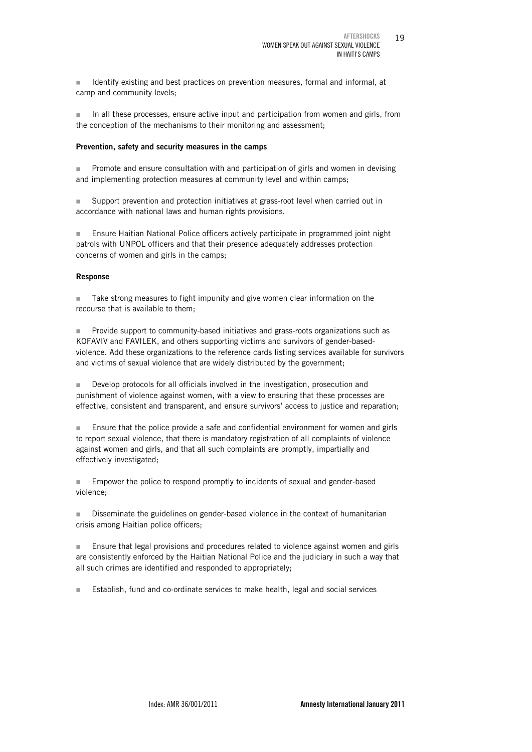- Identify existing and best practices on prevention measures, formal and informal, at camp and community levels;

- In all these processes, ensure active input and participation from women and girls, from the conception of the mechanisms to their monitoring and assessment;

**Prevention, safety and security measures in the camps**

- Promote and ensure consultation with and participation of girls and women in devising and implementing protection measures at community level and within camps;

- Support prevention and protection initiatives at grass-root level when carried out in accordance with national laws and human rights provisions.

- Ensure Haitian National Police officers actively participate in programmed joint night patrols with UNPOL officers and that their presence adequately addresses protection concerns of women and girls in the camps;

**Response**

- Take strong measures to fight impunity and give women clear information on the recourse that is available to them;

- Provide support to community-based initiatives and grass-roots organizations such as KOFAVIV and FAVILEK, and others supporting victims and survivors of gender-based-violence. Add these organizations to the reference cards listing services available for survivors and victims of sexual violence that are widely distributed by the government;

- Develop protocols for all officials involved in the investigation, prosecution and punishment of violence against women, with a view to ensuring that these processes are effective, consistent and transparent, and ensure survivors' access to justice and reparation;

- Ensure that the police provide a safe and confidential environment for women and girls to report sexual violence, that there is mandatory registration of all complaints of violence against women and girls, and that all such complaints are promptly, impartially and effectively investigated;

- Empower the police to respond promptly to incidents of sexual and gender-based violence;

- Disseminate the guidelines on gender-based violence in the context of humanitarian crisis among Haitian police officers;

- Ensure that legal provisions and procedures related to violence against women and girls are consistently enforced by the Haitian National Police and the judiciary in such a way that all such crimes are identified and responded to appropriately;

- Establish, fund and co-ordinate services to make health, legal and social services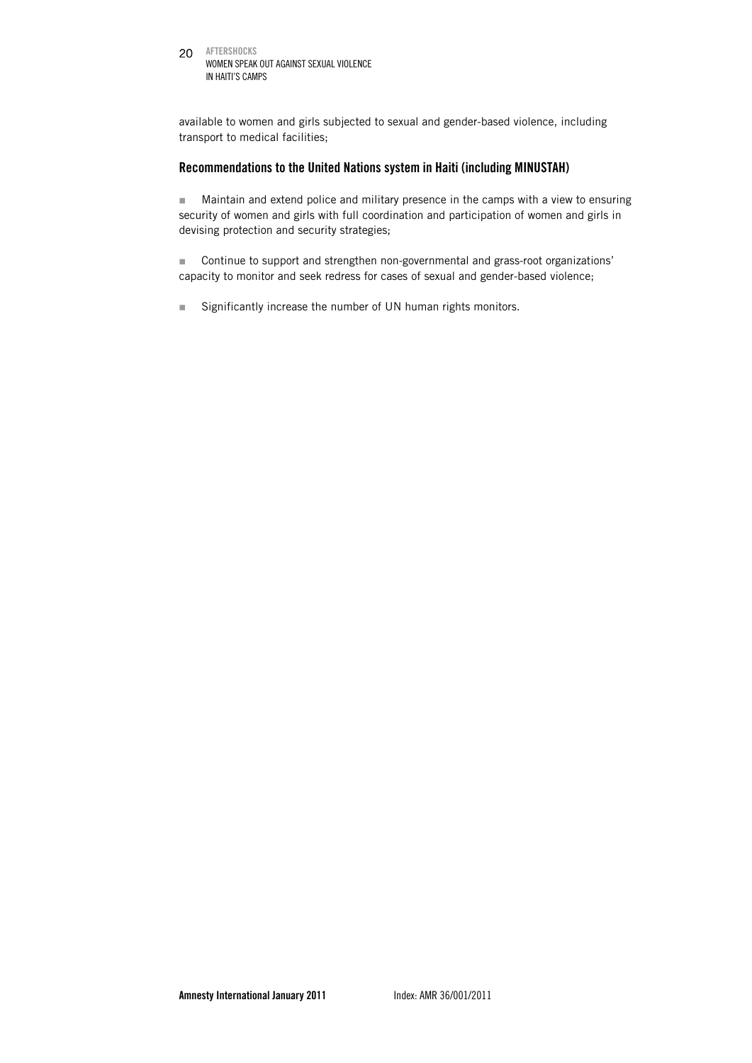available to women and girls subjected to sexual and gender-based violence, including transport to medical facilities;

### Recommendations to the United Nations system in Haiti (including MINUSTAH)

- Maintain and extend police and military presence in the camps with a view to ensuring security of women and girls with full coordination and participation of women and girls in devising protection and security strategies;

- Continue to support and strengthen non-governmental and grass-root organizations' capacity to monitor and seek redress for cases of sexual and gender-based violence;

- Significantly increase the number of UN human rights monitors.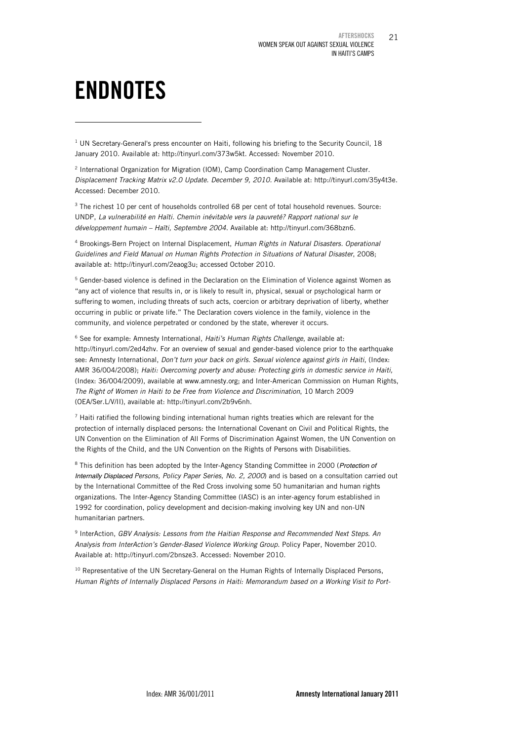# ENDNOTES

[1] UN Secretary-General's press encounter on Haiti, following his briefing to the Security Council, 18 January 2010. Available at: http://tinyurl.com/373w5kt. Accessed: November 2010.

[2] International Organization for Migration (IOM), Camp Coordination Camp Management Cluster. *Displacement Tracking Matrix v2.0 Update. December 9, 2010*. Available at: http://tinyurl.com/35y4t3e. Accessed: December 2010.

[3] The richest 10 per cent of households controlled 68 per cent of total household revenues. Source: UNDP, *La vulnerabilité en Haïti. Chemin inévitable vers la pauvreté? Rapport national sur le développement humain – Haïti, Septembre 2004*. Available at: http://tinyurl.com/368bzn6.

[4] Brookings-Bern Project on Internal Displacement, *Human Rights in Natural Disasters. Operational Guidelines and Field Manual on Human Rights Protection in Situations of Natural Disaster*, 2008; available at: http://tinyurl.com/2eaog3u; accessed October 2010.

[5] Gender-based violence is defined in the Declaration on the Elimination of Violence against Women as "any act of violence that results in, or is likely to result in, physical, sexual or psychological harm or suffering to women, including threats of such acts, coercion or arbitrary deprivation of liberty, whether occurring in public or private life." The Declaration covers violence in the family, violence in the community, and violence perpetrated or condoned by the state, wherever it occurs.

[6] See for example: Amnesty International, *Haiti's Human Rights Challenge*, available at: http://tinyurl.com/2ed4zhv. For an overview of sexual and gender-based violence prior to the earthquake see: Amnesty International, *Don't turn your back on girls. Sexual violence against girls in Haiti*, (Index: AMR 36/004/2008); *Haiti: Overcoming poverty and abuse: Protecting girls in domestic service in Haiti,* (Index: 36/004/2009), available at www.amnesty.org; and Inter-American Commission on Human Rights, *The Right of Women in Haiti to be Free from Violence and Discrimination*, 10 March 2009 (OEA/Ser.L/V/II), available at: http://tinyurl.com/2b9v6nh.

[7] Haiti ratified the following binding international human rights treaties which are relevant for the protection of internally displaced persons: the International Covenant on Civil and Political Rights, the UN Convention on the Elimination of All Forms of Discrimination Against Women, the UN Convention on the Rights of the Child, and the UN Convention on the Rights of Persons with Disabilities.

[8] This definition has been adopted by the Inter-Agency Standing Committee in 2000 (*Protection of Internally Displaced Persons, Policy Paper Series, No. 2, 2000*) and is based on a consultation carried out by the International Committee of the Red Cross involving some 50 humanitarian and human rights organizations. The Inter-Agency Standing Committee (IASC) is an inter-agency forum established in 1992 for coordination, policy development and decision-making involving key UN and non-UN humanitarian partners.

[9] InterAction, *GBV Analysis: Lessons from the Haitian Response and Recommended Next Steps. An Analysis from InterAction's Gender-Based Violence Working Group*. Policy Paper, November 2010. Available at: http://tinyurl.com/2bnsze3. Accessed: November 2010.

[10] Representative of the UN Secretary-General on the Human Rights of Internally Displaced Persons, *Human Rights of Internally Displaced Persons in Haiti: Memorandum based on a Working Visit to Port-*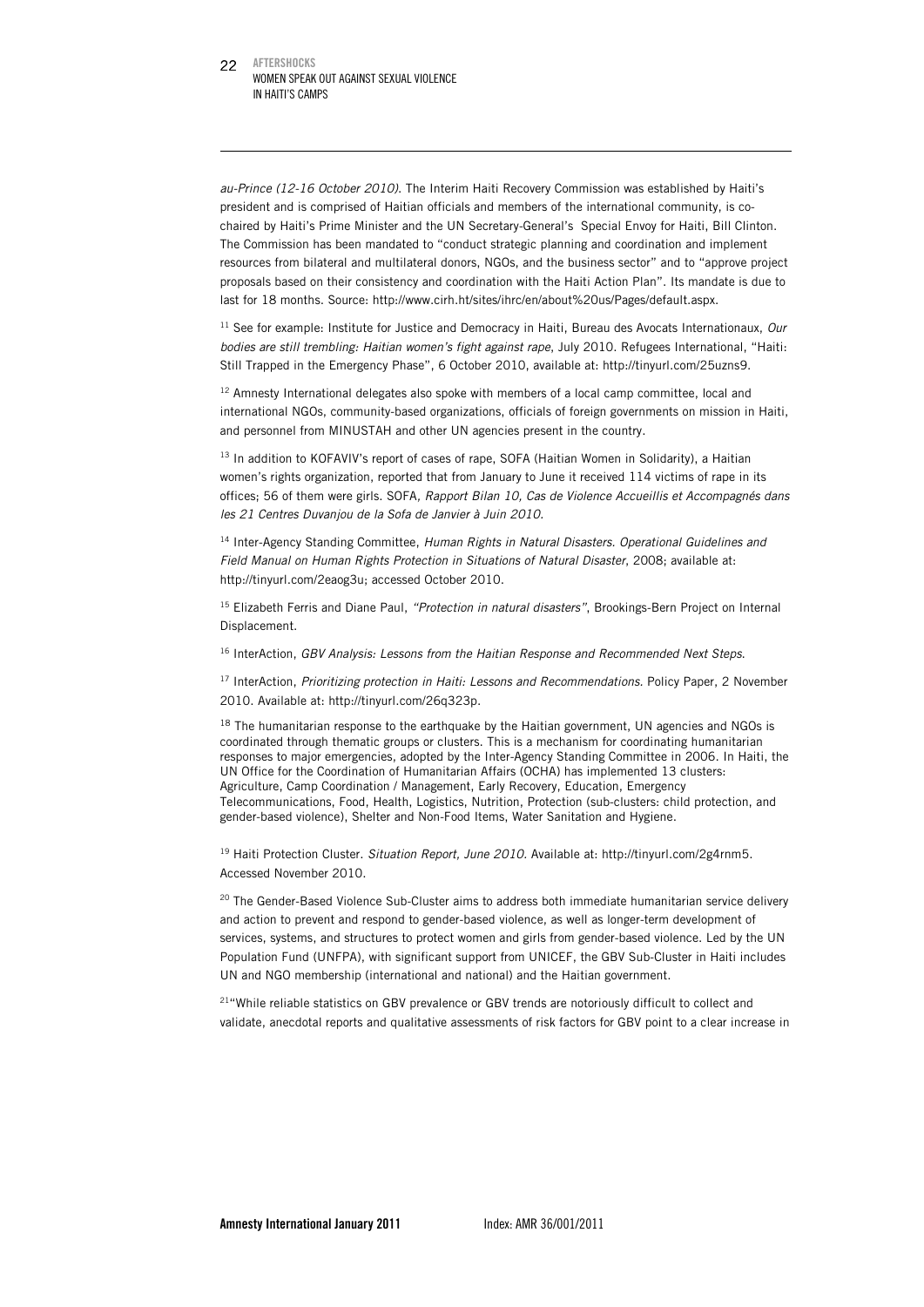*au-Prince (12-16 October 2010)*. The Interim Haiti Recovery Commission was established by Haiti's president and is comprised of Haitian officials and members of the international community, is co-chaired by Haiti's Prime Minister and the UN Secretary-General's Special Envoy for Haiti, Bill Clinton. The Commission has been mandated to "conduct strategic planning and coordination and implement resources from bilateral and multilateral donors, NGOs, and the business sector" and to "approve project proposals based on their consistency and coordination with the Haiti Action Plan". Its mandate is due to last for 18 months. Source: http://www.cirh.ht/sites/ihrc/en/about%20us/Pages/default.aspx.

[11] See for example: Institute for Justice and Democracy in Haiti, Bureau des Avocats Internationaux, *Our bodies are still trembling: Haitian women's fight against rape*, July 2010. Refugees International, "Haiti: Still Trapped in the Emergency Phase", 6 October 2010, available at: http://tinyurl.com/25uzns9.

[12] Amnesty International delegates also spoke with members of a local camp committee, local and international NGOs, community-based organizations, officials of foreign governments on mission in Haiti, and personnel from MINUSTAH and other UN agencies present in the country.

[13] In addition to KOFAVIV's report of cases of rape, SOFA (Haitian Women in Solidarity), a Haitian women's rights organization, reported that from January to June it received 114 victims of rape in its offices; 56 of them were girls. SOFA, *Rapport Bilan 10, Cas de Violence Accueillis et Accompagnés dans les 21 Centres Duvanjou de la Sofa de Janvier à Juin 2010.*

[14] Inter-Agency Standing Committee, *Human Rights in Natural Disasters. Operational Guidelines and Field Manual on Human Rights Protection in Situations of Natural Disaster*, 2008; available at: http://tinyurl.com/2eaog3u; accessed October 2010.

[15] Elizabeth Ferris and Diane Paul, *"Protection in natural disasters"*, Brookings-Bern Project on Internal Displacement.

[16] InterAction, *GBV Analysis: Lessons from the Haitian Response and Recommended Next Steps*.

[17] InterAction, *Prioritizing protection in Haiti: Lessons and Recommendations*. Policy Paper, 2 November 2010. Available at: http://tinyurl.com/26q323p.

[18] The humanitarian response to the earthquake by the Haitian government, UN agencies and NGOs is coordinated through thematic groups or clusters. This is a mechanism for coordinating humanitarian responses to major emergencies, adopted by the Inter-Agency Standing Committee in 2006. In Haiti, the UN Office for the Coordination of Humanitarian Affairs (OCHA) has implemented 13 clusters: Agriculture, Camp Coordination / Management, Early Recovery, Education, Emergency Telecommunications, Food, Health, Logistics, Nutrition, Protection (sub-clusters: child protection, and gender-based violence), Shelter and Non-Food Items, Water Sanitation and Hygiene.

[19] Haiti Protection Cluster. *Situation Report, June 2010*. Available at: http://tinyurl.com/2g4rnm5. Accessed November 2010.

[20] The Gender-Based Violence Sub-Cluster aims to address both immediate humanitarian service delivery and action to prevent and respond to gender-based violence, as well as longer-term development of services, systems, and structures to protect women and girls from gender-based violence. Led by the UN Population Fund (UNFPA), with significant support from UNICEF, the GBV Sub-Cluster in Haiti includes UN and NGO membership (international and national) and the Haitian government.

[21] "While reliable statistics on GBV prevalence or GBV trends are notoriously difficult to collect and validate, anecdotal reports and qualitative assessments of risk factors for GBV point to a clear increase in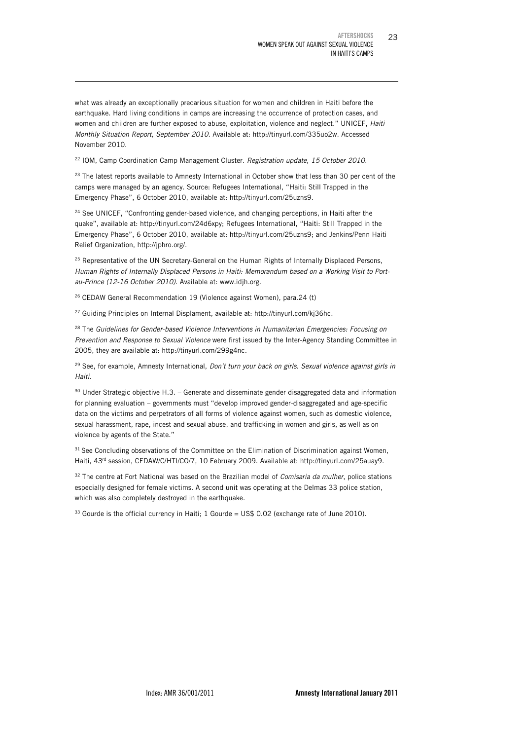what was already an exceptionally precarious situation for women and children in Haiti before the earthquake. Hard living conditions in camps are increasing the occurrence of protection cases, and women and children are further exposed to abuse, exploitation, violence and neglect." UNICEF, *Haiti Monthly Situation Report, September 2010*. Available at: http://tinyurl.com/335uo2w. Accessed November 2010.

[22] IOM, Camp Coordination Camp Management Cluster. *Registration update, 15 October 2010.*

[23] The latest reports available to Amnesty International in October show that less than 30 per cent of the camps were managed by an agency. Source: Refugees International, "Haiti: Still Trapped in the Emergency Phase", 6 October 2010, available at: http://tinyurl.com/25uzns9.

[24] See UNICEF, "Confronting gender-based violence, and changing perceptions, in Haiti after the quake", available at: http://tinyurl.com/24d6xpy; Refugees International, "Haiti: Still Trapped in the Emergency Phase", 6 October 2010, available at: http://tinyurl.com/25uzns9; and Jenkins/Penn Haiti Relief Organization, http://jphro.org/.

[25] Representative of the UN Secretary-General on the Human Rights of Internally Displaced Persons, *Human Rights of Internally Displaced Persons in Haiti: Memorandum based on a Working Visit to Port-au-Prince (12-16 October 2010)*. Available at: www.idjh.org.

[26] CEDAW General Recommendation 19 (Violence against Women), para.24 (t)

[27] Guiding Principles on Internal Displament, available at: http://tinyurl.com/kj36hc.

[28] The *Guidelines for Gender-based Violence Interventions in Humanitarian Emergencies: Focusing on Prevention and Response to Sexual Violence* were first issued by the Inter-Agency Standing Committee in 2005, they are available at: http://tinyurl.com/299g4nc.

[29] See, for example, Amnesty International, *Don't turn your back on girls. Sexual violence against girls in Haiti.*

[30] Under Strategic objective H.3. – Generate and disseminate gender disaggregated data and information for planning evaluation – governments must "develop improved gender-disaggregated and age-specific data on the victims and perpetrators of all forms of violence against women, such as domestic violence, sexual harassment, rape, incest and sexual abuse, and trafficking in women and girls, as well as on violence by agents of the State."

[31] See Concluding observations of the Committee on the Elimination of Discrimination against Women, Haiti, 43rd session, CEDAW/C/HTI/CO/7, 10 February 2009. Available at: http://tinyurl.com/25auay9.

[32] The centre at Fort National was based on the Brazilian model of *Comisaria da mulher*, police stations especially designed for female victims. A second unit was operating at the Delmas 33 police station, which was also completely destroyed in the earthquake.

[33] Gourde is the official currency in Haiti; 1 Gourde = US$ 0.02 (exchange rate of June 2010).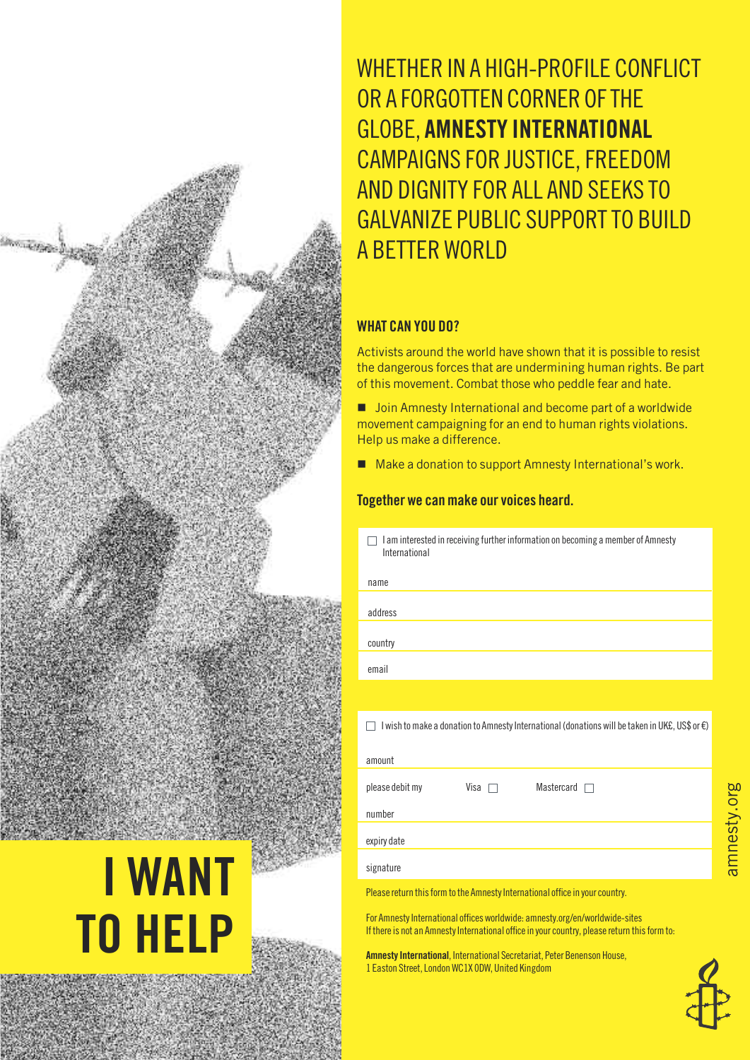# I WANT TO HELP

## WHETHER IN A HIGH-PROFILE CONFLICT OR A FORGOTTEN CORNER OF THE GLOBE, **AMNESTY INTERNATIONAL** CAMPAIGNS FOR JUSTICE, FREEDOM AND DIGNITY FOR ALL AND SEEKS TO GALVANIZE PUBLIC SUPPORT TO BUILD A BETTER WORLD

### WHAT CAN YOU DO?

Activists around the world have shown that it is possible to resist the dangerous forces that are undermining human rights. Be part of this movement. Combat those who peddle fear and hate.

- Join Amnesty International and become part of a worldwide movement campaigning for an end to human rights violations. Help us make a difference.
- Make a donation to support Amnesty International's work.

**Together we can make our voices heard.**

☐ I am interested in receiving further information on becoming a member of Amnesty International

name

address

country

email

☐ I wish to make a donation to Amnesty International (donations will be taken in UK£, US$ or €)

amount

please debit my Visa ☐ Mastercard ☐

number

expiry date

signature

Please return this form to the Amnesty International office in your country.

For Amnesty International offices worldwide: amnesty.org/en/worldwide-sites
If there is not an Amnesty International office in your country, please return this form to:

**Amnesty International**, International Secretariat, Peter Benenson House, 1 Easton Street, London WC1X 0DW, United Kingdom

amnesty.org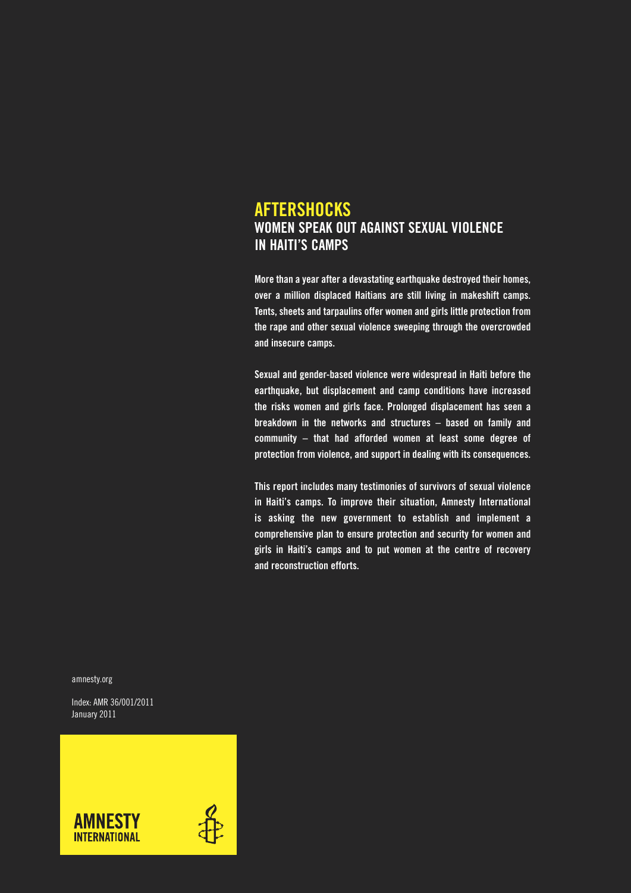# AFTERSHOCKS

## WOMEN SPEAK OUT AGAINST SEXUAL VIOLENCE IN HAITI'S CAMPS

**More than a year after a devastating earthquake destroyed their homes, over a million displaced Haitians are still living in makeshift camps. Tents, sheets and tarpaulins offer women and girls little protection from the rape and other sexual violence sweeping through the overcrowded and insecure camps.**

**Sexual and gender-based violence were widespread in Haiti before the earthquake, but displacement and camp conditions have increased the risks women and girls face. Prolonged displacement has seen a breakdown in the networks and structures – based on family and community – that had afforded women at least some degree of protection from violence, and support in dealing with its consequences.**

**This report includes many testimonies of survivors of sexual violence in Haiti's camps. To improve their situation, Amnesty International is asking the new government to establish and implement a comprehensive plan to ensure protection and security for women and girls in Haiti's camps and to put women at the centre of recovery and reconstruction efforts.**

amnesty.org

Index: AMR 36/001/2011
January 2011

AMNESTY INTERNATIONAL